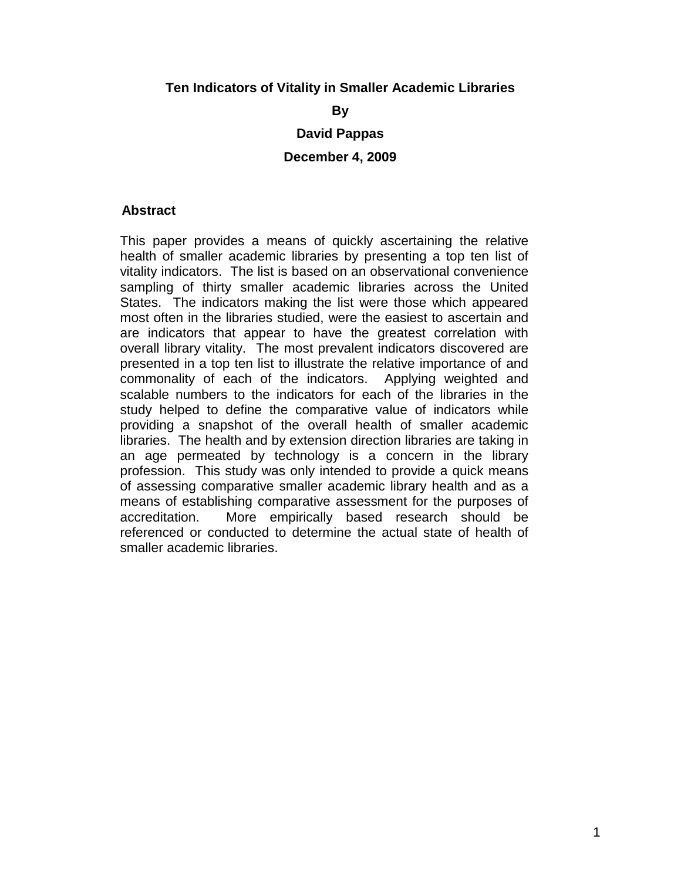# Ten Indicators of Vitality in Smaller Academic Libraries

**By**

**David Pappas**

**December 4, 2009**

## Abstract

This paper provides a means of quickly ascertaining the relative health of smaller academic libraries by presenting a top ten list of vitality indicators. The list is based on an observational convenience sampling of thirty smaller academic libraries across the United States. The indicators making the list were those which appeared most often in the libraries studied, were the easiest to ascertain and are indicators that appear to have the greatest correlation with overall library vitality. The most prevalent indicators discovered are presented in a top ten list to illustrate the relative importance of and commonality of each of the indicators. Applying weighted and scalable numbers to the indicators for each of the libraries in the study helped to define the comparative value of indicators while providing a snapshot of the overall health of smaller academic libraries. The health and by extension direction libraries are taking in an age permeated by technology is a concern in the library profession. This study was only intended to provide a quick means of assessing comparative smaller academic library health and as a means of establishing comparative assessment for the purposes of accreditation. More empirically based research should be referenced or conducted to determine the actual state of health of smaller academic libraries.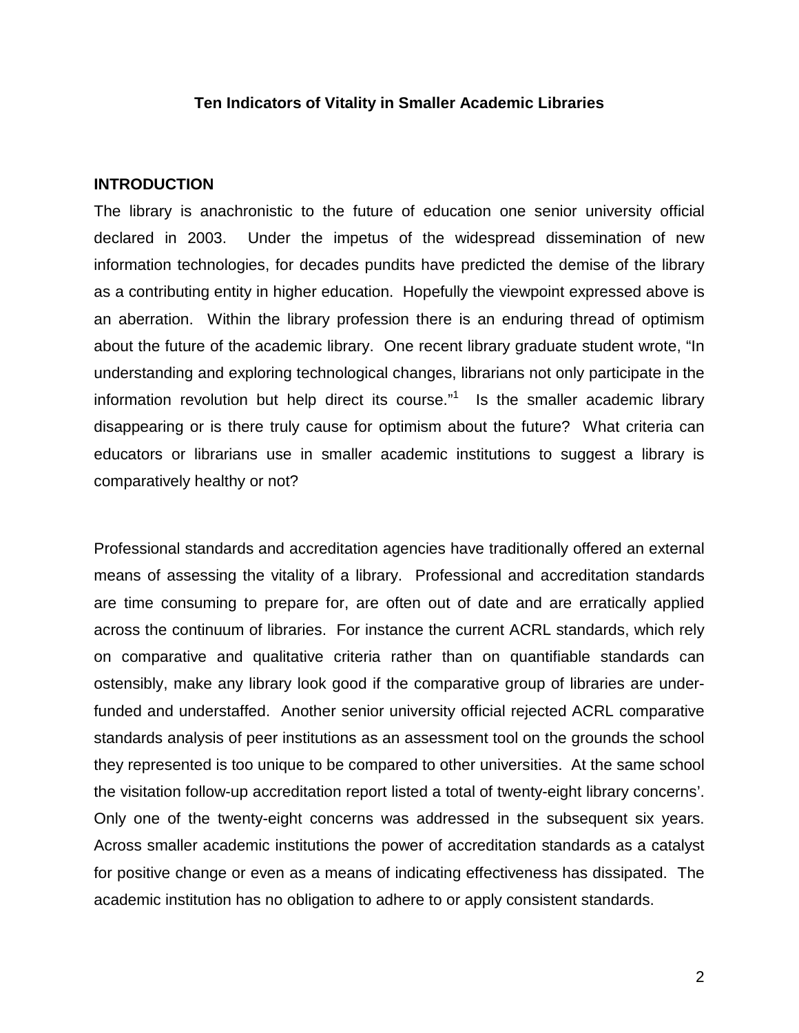# Ten Indicators of Vitality in Smaller Academic Libraries

## INTRODUCTION

The library is anachronistic to the future of education one senior university official declared in 2003. Under the impetus of the widespread dissemination of new information technologies, for decades pundits have predicted the demise of the library as a contributing entity in higher education. Hopefully the viewpoint expressed above is an aberration. Within the library profession there is an enduring thread of optimism about the future of the academic library. One recent library graduate student wrote, "In understanding and exploring technological changes, librarians not only participate in the information revolution but help direct its course."[1] Is the smaller academic library disappearing or is there truly cause for optimism about the future? What criteria can educators or librarians use in smaller academic institutions to suggest a library is comparatively healthy or not?

Professional standards and accreditation agencies have traditionally offered an external means of assessing the vitality of a library. Professional and accreditation standards are time consuming to prepare for, are often out of date and are erratically applied across the continuum of libraries. For instance the current ACRL standards, which rely on comparative and qualitative criteria rather than on quantifiable standards can ostensibly, make any library look good if the comparative group of libraries are under-funded and understaffed. Another senior university official rejected ACRL comparative standards analysis of peer institutions as an assessment tool on the grounds the school they represented is too unique to be compared to other universities. At the same school the visitation follow-up accreditation report listed a total of twenty-eight library concerns'. Only one of the twenty-eight concerns was addressed in the subsequent six years. Across smaller academic institutions the power of accreditation standards as a catalyst for positive change or even as a means of indicating effectiveness has dissipated. The academic institution has no obligation to adhere to or apply consistent standards.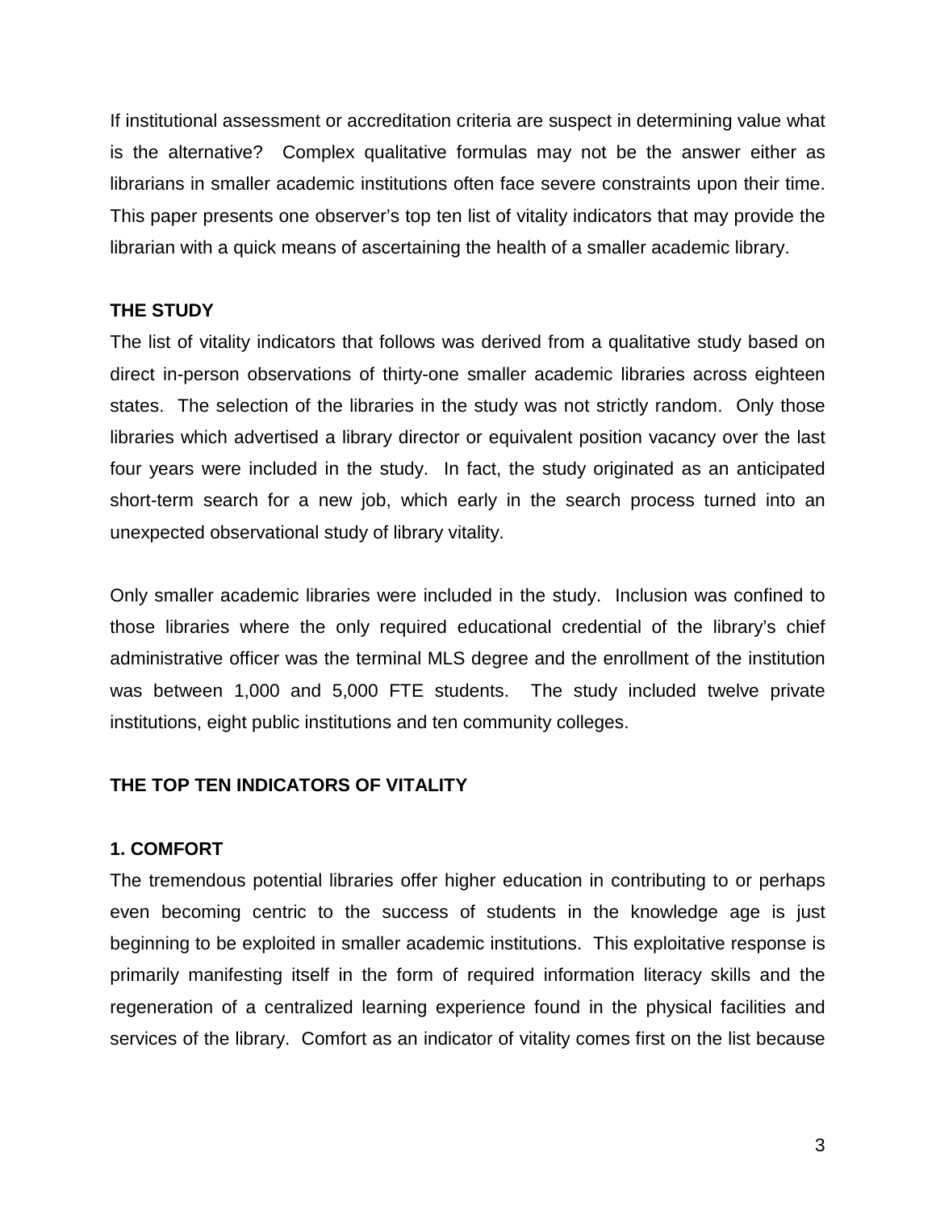If institutional assessment or accreditation criteria are suspect in determining value what is the alternative? Complex qualitative formulas may not be the answer either as librarians in smaller academic institutions often face severe constraints upon their time. This paper presents one observer's top ten list of vitality indicators that may provide the librarian with a quick means of ascertaining the health of a smaller academic library.

## THE STUDY

The list of vitality indicators that follows was derived from a qualitative study based on direct in-person observations of thirty-one smaller academic libraries across eighteen states. The selection of the libraries in the study was not strictly random. Only those libraries which advertised a library director or equivalent position vacancy over the last four years were included in the study. In fact, the study originated as an anticipated short-term search for a new job, which early in the search process turned into an unexpected observational study of library vitality.

Only smaller academic libraries were included in the study. Inclusion was confined to those libraries where the only required educational credential of the library's chief administrative officer was the terminal MLS degree and the enrollment of the institution was between 1,000 and 5,000 FTE students. The study included twelve private institutions, eight public institutions and ten community colleges.

## THE TOP TEN INDICATORS OF VITALITY

### 1. COMFORT

The tremendous potential libraries offer higher education in contributing to or perhaps even becoming centric to the success of students in the knowledge age is just beginning to be exploited in smaller academic institutions. This exploitative response is primarily manifesting itself in the form of required information literacy skills and the regeneration of a centralized learning experience found in the physical facilities and services of the library. Comfort as an indicator of vitality comes first on the list because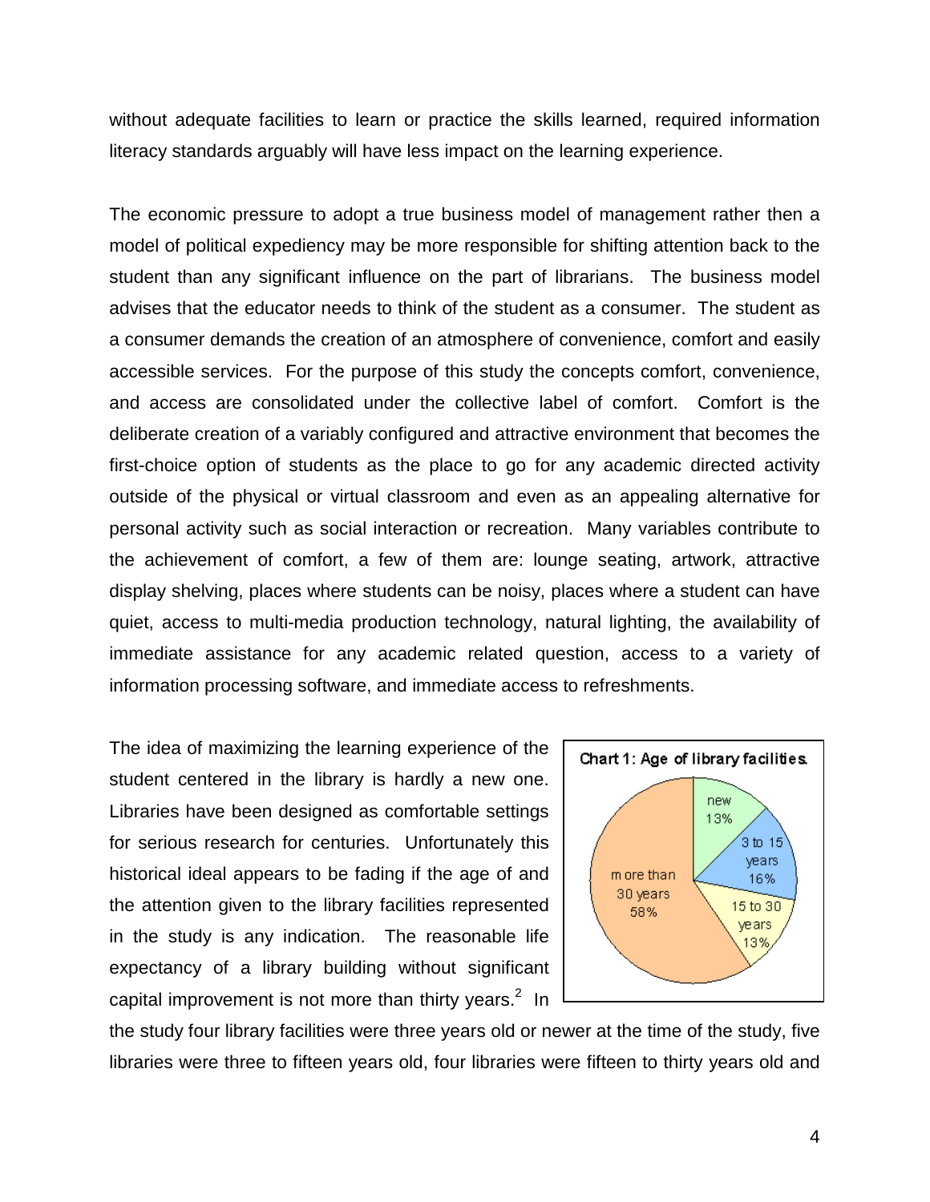without adequate facilities to learn or practice the skills learned, required information literacy standards arguably will have less impact on the learning experience.

The economic pressure to adopt a true business model of management rather then a model of political expediency may be more responsible for shifting attention back to the student than any significant influence on the part of librarians. The business model advises that the educator needs to think of the student as a consumer. The student as a consumer demands the creation of an atmosphere of convenience, comfort and easily accessible services. For the purpose of this study the concepts comfort, convenience, and access are consolidated under the collective label of comfort. Comfort is the deliberate creation of a variably configured and attractive environment that becomes the first-choice option of students as the place to go for any academic directed activity outside of the physical or virtual classroom and even as an appealing alternative for personal activity such as social interaction or recreation. Many variables contribute to the achievement of comfort, a few of them are: lounge seating, artwork, attractive display shelving, places where students can be noisy, places where a student can have quiet, access to multi-media production technology, natural lighting, the availability of immediate assistance for any academic related question, access to a variety of information processing software, and immediate access to refreshments.

The idea of maximizing the learning experience of the student centered in the library is hardly a new one. Libraries have been designed as comfortable settings for serious research for centuries. Unfortunately this historical ideal appears to be fading if the age of and the attention given to the library facilities represented in the study is any indication. The reasonable life expectancy of a library building without significant capital improvement is not more than thirty years.[2] In the study four library facilities were three years old or newer at the time of the study, five libraries were three to fifteen years old, four libraries were fifteen to thirty years old and

Chart 1: Age of library facilities.

| Age | Percentage |
| --- | --- |
| new | 13% |
| 3 to 15 years | 16% |
| 15 to 30 years | 13% |
| more than 30 years | 58% |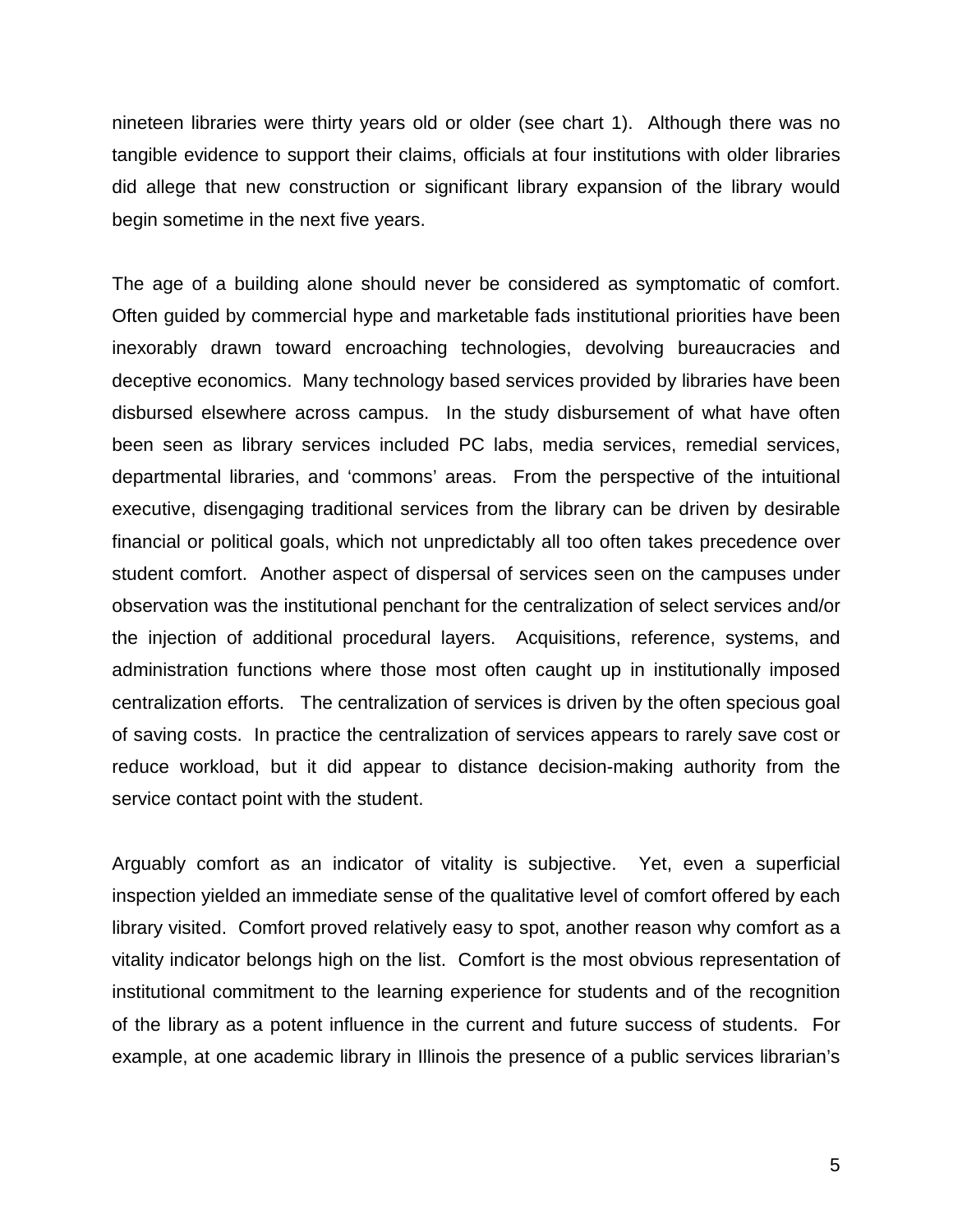nineteen libraries were thirty years old or older (see chart 1). Although there was no tangible evidence to support their claims, officials at four institutions with older libraries did allege that new construction or significant library expansion of the library would begin sometime in the next five years.

The age of a building alone should never be considered as symptomatic of comfort. Often guided by commercial hype and marketable fads institutional priorities have been inexorably drawn toward encroaching technologies, devolving bureaucracies and deceptive economics. Many technology based services provided by libraries have been disbursed elsewhere across campus. In the study disbursement of what have often been seen as library services included PC labs, media services, remedial services, departmental libraries, and 'commons' areas. From the perspective of the intuitional executive, disengaging traditional services from the library can be driven by desirable financial or political goals, which not unpredictably all too often takes precedence over student comfort. Another aspect of dispersal of services seen on the campuses under observation was the institutional penchant for the centralization of select services and/or the injection of additional procedural layers. Acquisitions, reference, systems, and administration functions where those most often caught up in institutionally imposed centralization efforts. The centralization of services is driven by the often specious goal of saving costs. In practice the centralization of services appears to rarely save cost or reduce workload, but it did appear to distance decision-making authority from the service contact point with the student.

Arguably comfort as an indicator of vitality is subjective. Yet, even a superficial inspection yielded an immediate sense of the qualitative level of comfort offered by each library visited. Comfort proved relatively easy to spot, another reason why comfort as a vitality indicator belongs high on the list. Comfort is the most obvious representation of institutional commitment to the learning experience for students and of the recognition of the library as a potent influence in the current and future success of students. For example, at one academic library in Illinois the presence of a public services librarian's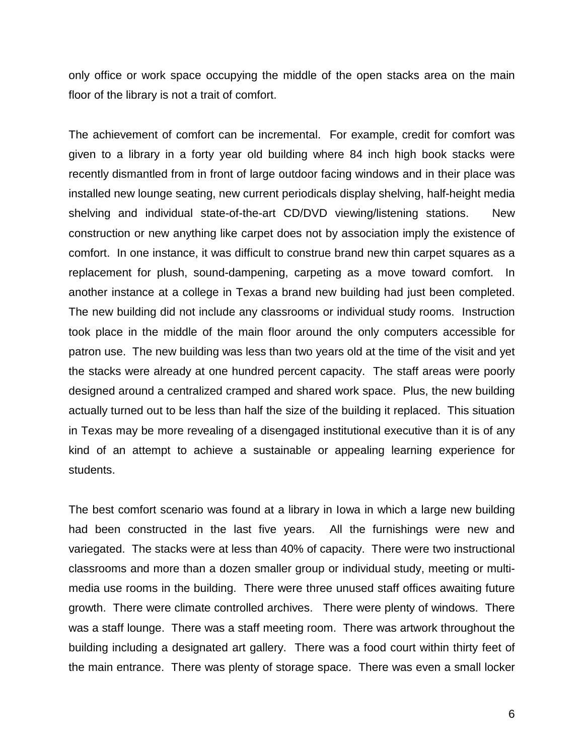only office or work space occupying the middle of the open stacks area on the main floor of the library is not a trait of comfort.

The achievement of comfort can be incremental. For example, credit for comfort was given to a library in a forty year old building where 84 inch high book stacks were recently dismantled from in front of large outdoor facing windows and in their place was installed new lounge seating, new current periodicals display shelving, half-height media shelving and individual state-of-the-art CD/DVD viewing/listening stations. New construction or new anything like carpet does not by association imply the existence of comfort. In one instance, it was difficult to construe brand new thin carpet squares as a replacement for plush, sound-dampening, carpeting as a move toward comfort. In another instance at a college in Texas a brand new building had just been completed. The new building did not include any classrooms or individual study rooms. Instruction took place in the middle of the main floor around the only computers accessible for patron use. The new building was less than two years old at the time of the visit and yet the stacks were already at one hundred percent capacity. The staff areas were poorly designed around a centralized cramped and shared work space. Plus, the new building actually turned out to be less than half the size of the building it replaced. This situation in Texas may be more revealing of a disengaged institutional executive than it is of any kind of an attempt to achieve a sustainable or appealing learning experience for students.

The best comfort scenario was found at a library in Iowa in which a large new building had been constructed in the last five years. All the furnishings were new and variegated. The stacks were at less than 40% of capacity. There were two instructional classrooms and more than a dozen smaller group or individual study, meeting or multi-media use rooms in the building. There were three unused staff offices awaiting future growth. There were climate controlled archives. There were plenty of windows. There was a staff lounge. There was a staff meeting room. There was artwork throughout the building including a designated art gallery. There was a food court within thirty feet of the main entrance. There was plenty of storage space. There was even a small locker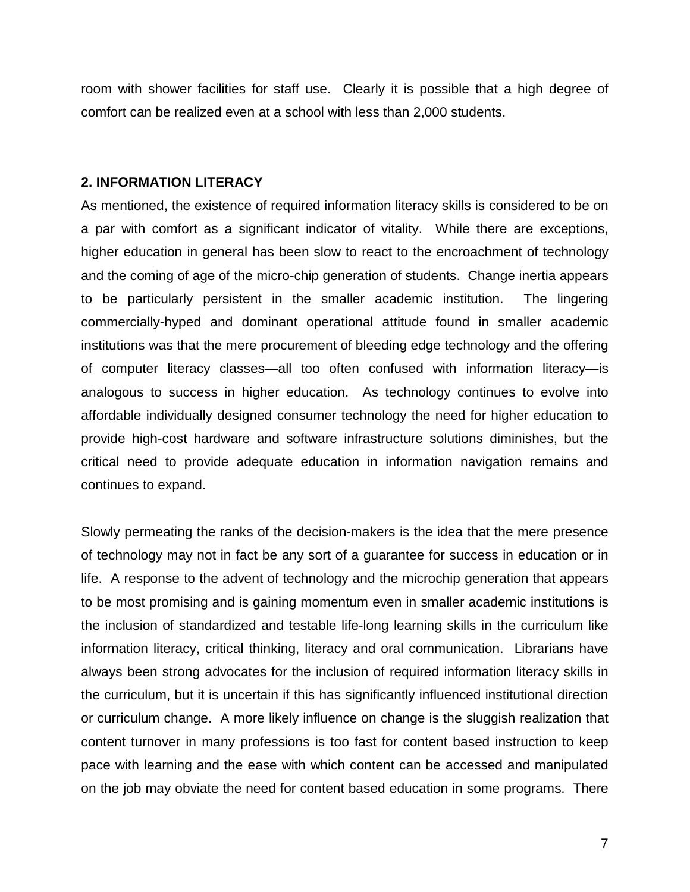room with shower facilities for staff use. Clearly it is possible that a high degree of comfort can be realized even at a school with less than 2,000 students.

## 2. INFORMATION LITERACY

As mentioned, the existence of required information literacy skills is considered to be on a par with comfort as a significant indicator of vitality. While there are exceptions, higher education in general has been slow to react to the encroachment of technology and the coming of age of the micro-chip generation of students. Change inertia appears to be particularly persistent in the smaller academic institution. The lingering commercially-hyped and dominant operational attitude found in smaller academic institutions was that the mere procurement of bleeding edge technology and the offering of computer literacy classes—all too often confused with information literacy—is analogous to success in higher education. As technology continues to evolve into affordable individually designed consumer technology the need for higher education to provide high-cost hardware and software infrastructure solutions diminishes, but the critical need to provide adequate education in information navigation remains and continues to expand.

Slowly permeating the ranks of the decision-makers is the idea that the mere presence of technology may not in fact be any sort of a guarantee for success in education or in life. A response to the advent of technology and the microchip generation that appears to be most promising and is gaining momentum even in smaller academic institutions is the inclusion of standardized and testable life-long learning skills in the curriculum like information literacy, critical thinking, literacy and oral communication. Librarians have always been strong advocates for the inclusion of required information literacy skills in the curriculum, but it is uncertain if this has significantly influenced institutional direction or curriculum change. A more likely influence on change is the sluggish realization that content turnover in many professions is too fast for content based instruction to keep pace with learning and the ease with which content can be accessed and manipulated on the job may obviate the need for content based education in some programs. There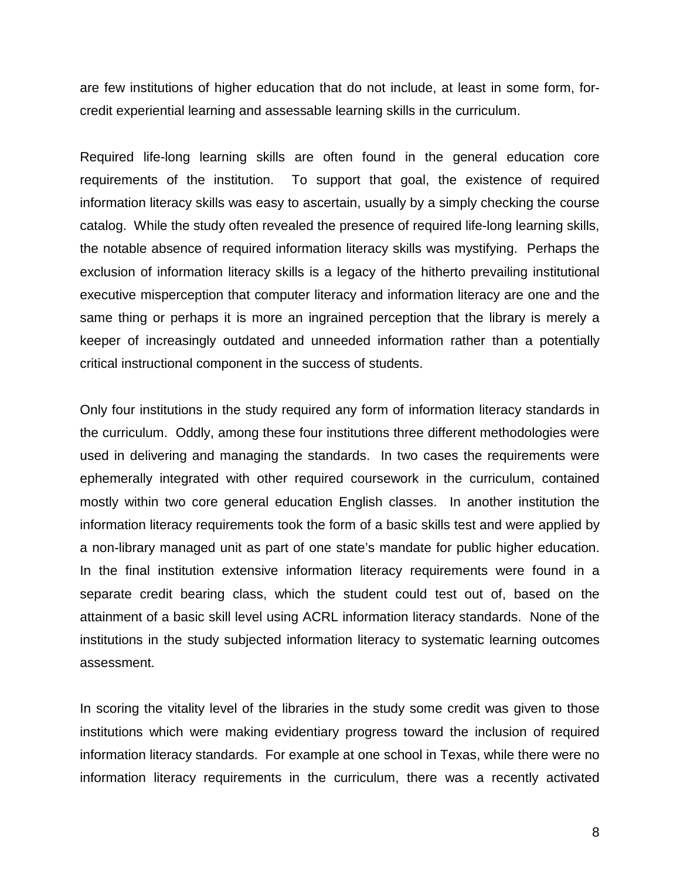are few institutions of higher education that do not include, at least in some form, for-credit experiential learning and assessable learning skills in the curriculum.

Required life-long learning skills are often found in the general education core requirements of the institution. To support that goal, the existence of required information literacy skills was easy to ascertain, usually by a simply checking the course catalog. While the study often revealed the presence of required life-long learning skills, the notable absence of required information literacy skills was mystifying. Perhaps the exclusion of information literacy skills is a legacy of the hitherto prevailing institutional executive misperception that computer literacy and information literacy are one and the same thing or perhaps it is more an ingrained perception that the library is merely a keeper of increasingly outdated and unneeded information rather than a potentially critical instructional component in the success of students.

Only four institutions in the study required any form of information literacy standards in the curriculum. Oddly, among these four institutions three different methodologies were used in delivering and managing the standards. In two cases the requirements were ephemerally integrated with other required coursework in the curriculum, contained mostly within two core general education English classes. In another institution the information literacy requirements took the form of a basic skills test and were applied by a non-library managed unit as part of one state's mandate for public higher education. In the final institution extensive information literacy requirements were found in a separate credit bearing class, which the student could test out of, based on the attainment of a basic skill level using ACRL information literacy standards. None of the institutions in the study subjected information literacy to systematic learning outcomes assessment.

In scoring the vitality level of the libraries in the study some credit was given to those institutions which were making evidentiary progress toward the inclusion of required information literacy standards. For example at one school in Texas, while there were no information literacy requirements in the curriculum, there was a recently activated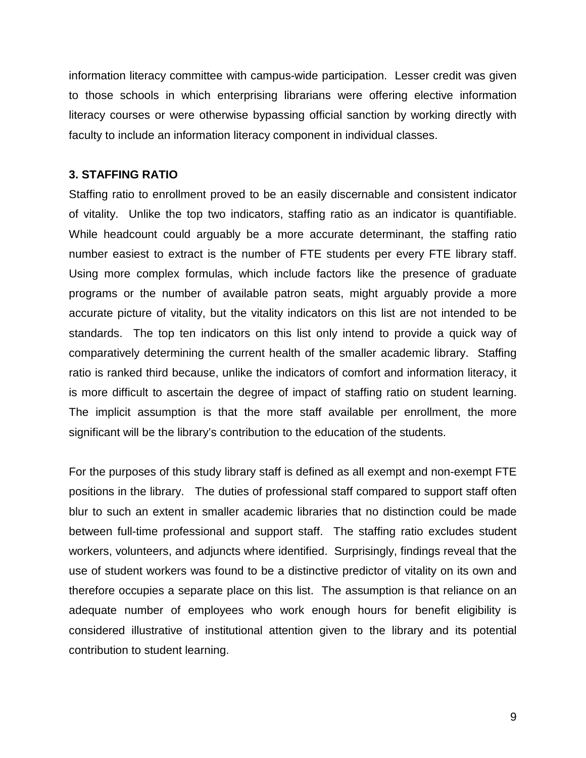information literacy committee with campus-wide participation. Lesser credit was given to those schools in which enterprising librarians were offering elective information literacy courses or were otherwise bypassing official sanction by working directly with faculty to include an information literacy component in individual classes.

**3. STAFFING RATIO**

Staffing ratio to enrollment proved to be an easily discernable and consistent indicator of vitality. Unlike the top two indicators, staffing ratio as an indicator is quantifiable. While headcount could arguably be a more accurate determinant, the staffing ratio number easiest to extract is the number of FTE students per every FTE library staff. Using more complex formulas, which include factors like the presence of graduate programs or the number of available patron seats, might arguably provide a more accurate picture of vitality, but the vitality indicators on this list are not intended to be standards. The top ten indicators on this list only intend to provide a quick way of comparatively determining the current health of the smaller academic library. Staffing ratio is ranked third because, unlike the indicators of comfort and information literacy, it is more difficult to ascertain the degree of impact of staffing ratio on student learning. The implicit assumption is that the more staff available per enrollment, the more significant will be the library's contribution to the education of the students.

For the purposes of this study library staff is defined as all exempt and non-exempt FTE positions in the library. The duties of professional staff compared to support staff often blur to such an extent in smaller academic libraries that no distinction could be made between full-time professional and support staff. The staffing ratio excludes student workers, volunteers, and adjuncts where identified. Surprisingly, findings reveal that the use of student workers was found to be a distinctive predictor of vitality on its own and therefore occupies a separate place on this list. The assumption is that reliance on an adequate number of employees who work enough hours for benefit eligibility is considered illustrative of institutional attention given to the library and its potential contribution to student learning.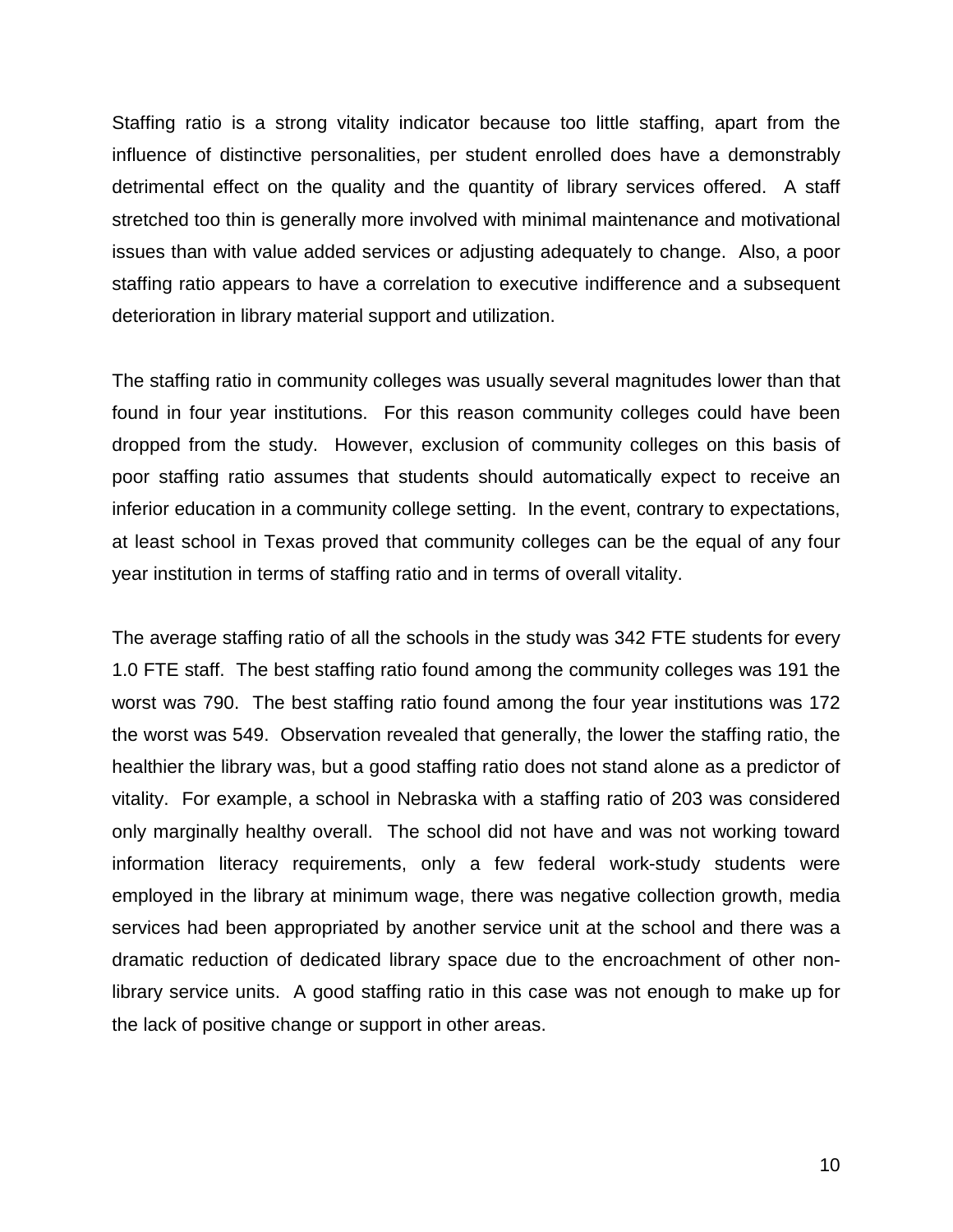Staffing ratio is a strong vitality indicator because too little staffing, apart from the influence of distinctive personalities, per student enrolled does have a demonstrably detrimental effect on the quality and the quantity of library services offered. A staff stretched too thin is generally more involved with minimal maintenance and motivational issues than with value added services or adjusting adequately to change. Also, a poor staffing ratio appears to have a correlation to executive indifference and a subsequent deterioration in library material support and utilization.

The staffing ratio in community colleges was usually several magnitudes lower than that found in four year institutions. For this reason community colleges could have been dropped from the study. However, exclusion of community colleges on this basis of poor staffing ratio assumes that students should automatically expect to receive an inferior education in a community college setting. In the event, contrary to expectations, at least school in Texas proved that community colleges can be the equal of any four year institution in terms of staffing ratio and in terms of overall vitality.

The average staffing ratio of all the schools in the study was 342 FTE students for every 1.0 FTE staff. The best staffing ratio found among the community colleges was 191 the worst was 790. The best staffing ratio found among the four year institutions was 172 the worst was 549. Observation revealed that generally, the lower the staffing ratio, the healthier the library was, but a good staffing ratio does not stand alone as a predictor of vitality. For example, a school in Nebraska with a staffing ratio of 203 was considered only marginally healthy overall. The school did not have and was not working toward information literacy requirements, only a few federal work-study students were employed in the library at minimum wage, there was negative collection growth, media services had been appropriated by another service unit at the school and there was a dramatic reduction of dedicated library space due to the encroachment of other non-library service units. A good staffing ratio in this case was not enough to make up for the lack of positive change or support in other areas.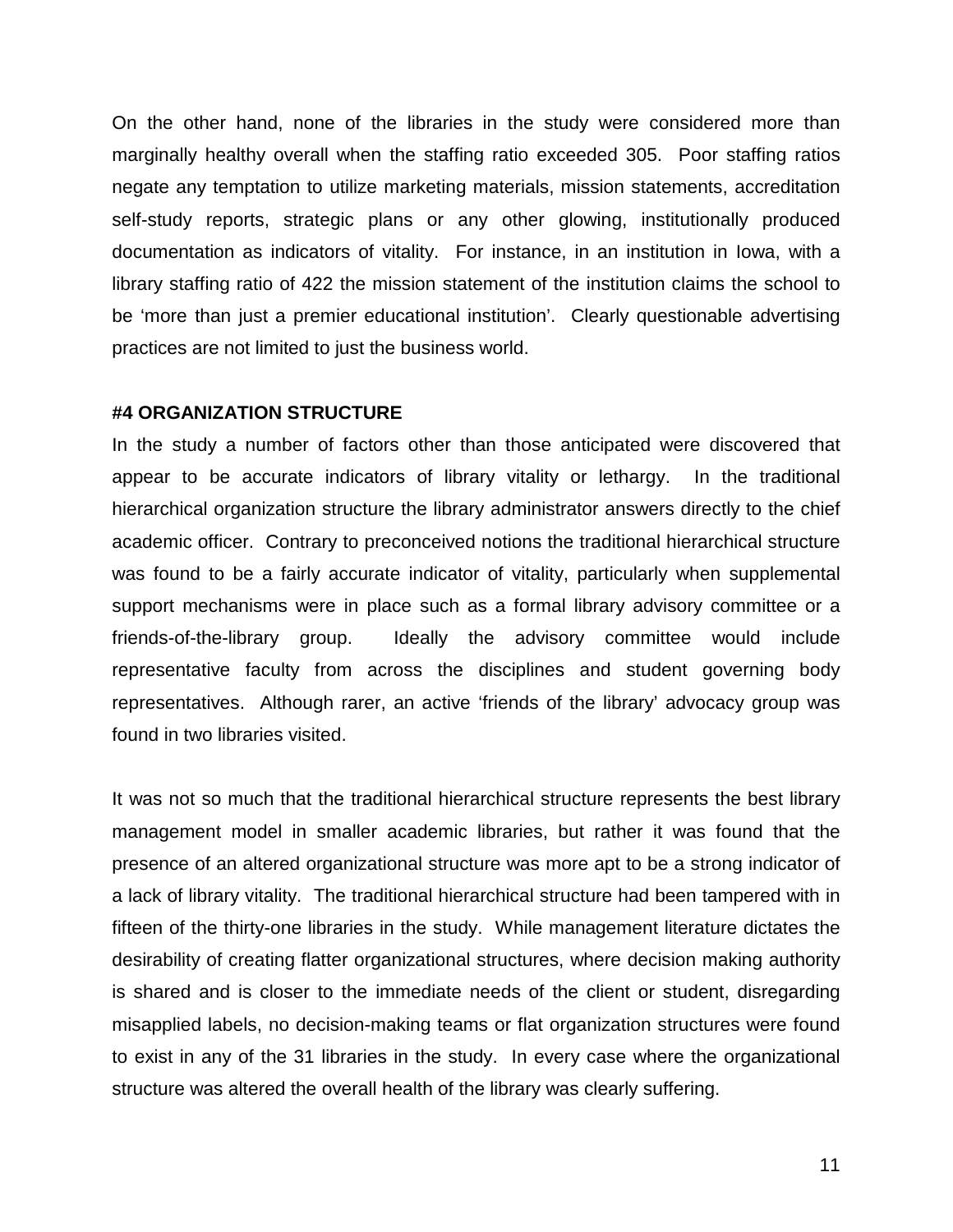On the other hand, none of the libraries in the study were considered more than marginally healthy overall when the staffing ratio exceeded 305. Poor staffing ratios negate any temptation to utilize marketing materials, mission statements, accreditation self-study reports, strategic plans or any other glowing, institutionally produced documentation as indicators of vitality. For instance, in an institution in Iowa, with a library staffing ratio of 422 the mission statement of the institution claims the school to be 'more than just a premier educational institution'. Clearly questionable advertising practices are not limited to just the business world.

**#4 ORGANIZATION STRUCTURE**

In the study a number of factors other than those anticipated were discovered that appear to be accurate indicators of library vitality or lethargy. In the traditional hierarchical organization structure the library administrator answers directly to the chief academic officer. Contrary to preconceived notions the traditional hierarchical structure was found to be a fairly accurate indicator of vitality, particularly when supplemental support mechanisms were in place such as a formal library advisory committee or a friends-of-the-library group. Ideally the advisory committee would include representative faculty from across the disciplines and student governing body representatives. Although rarer, an active 'friends of the library' advocacy group was found in two libraries visited.

It was not so much that the traditional hierarchical structure represents the best library management model in smaller academic libraries, but rather it was found that the presence of an altered organizational structure was more apt to be a strong indicator of a lack of library vitality. The traditional hierarchical structure had been tampered with in fifteen of the thirty-one libraries in the study. While management literature dictates the desirability of creating flatter organizational structures, where decision making authority is shared and is closer to the immediate needs of the client or student, disregarding misapplied labels, no decision-making teams or flat organization structures were found to exist in any of the 31 libraries in the study. In every case where the organizational structure was altered the overall health of the library was clearly suffering.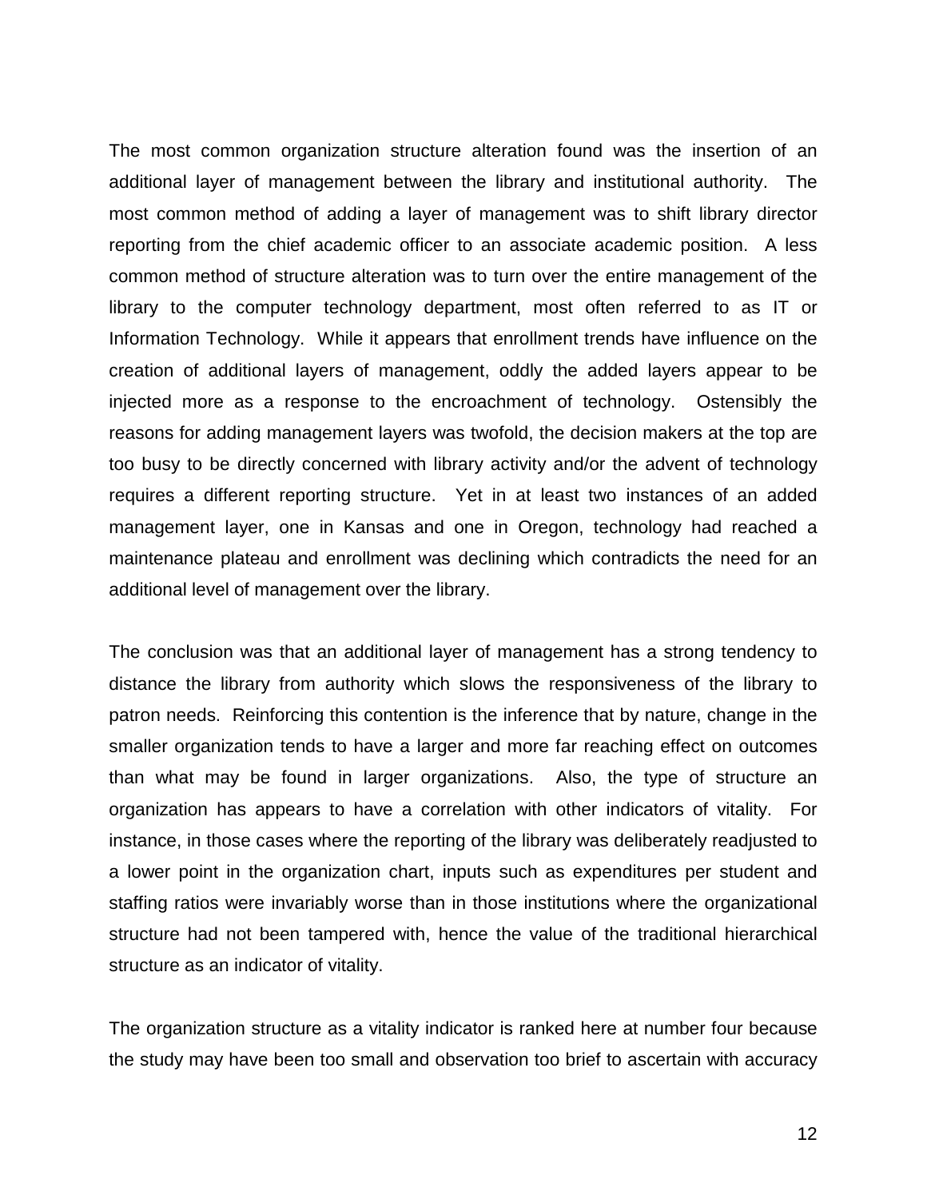The most common organization structure alteration found was the insertion of an additional layer of management between the library and institutional authority. The most common method of adding a layer of management was to shift library director reporting from the chief academic officer to an associate academic position. A less common method of structure alteration was to turn over the entire management of the library to the computer technology department, most often referred to as IT or Information Technology. While it appears that enrollment trends have influence on the creation of additional layers of management, oddly the added layers appear to be injected more as a response to the encroachment of technology. Ostensibly the reasons for adding management layers was twofold, the decision makers at the top are too busy to be directly concerned with library activity and/or the advent of technology requires a different reporting structure. Yet in at least two instances of an added management layer, one in Kansas and one in Oregon, technology had reached a maintenance plateau and enrollment was declining which contradicts the need for an additional level of management over the library.

The conclusion was that an additional layer of management has a strong tendency to distance the library from authority which slows the responsiveness of the library to patron needs. Reinforcing this contention is the inference that by nature, change in the smaller organization tends to have a larger and more far reaching effect on outcomes than what may be found in larger organizations. Also, the type of structure an organization has appears to have a correlation with other indicators of vitality. For instance, in those cases where the reporting of the library was deliberately readjusted to a lower point in the organization chart, inputs such as expenditures per student and staffing ratios were invariably worse than in those institutions where the organizational structure had not been tampered with, hence the value of the traditional hierarchical structure as an indicator of vitality.

The organization structure as a vitality indicator is ranked here at number four because the study may have been too small and observation too brief to ascertain with accuracy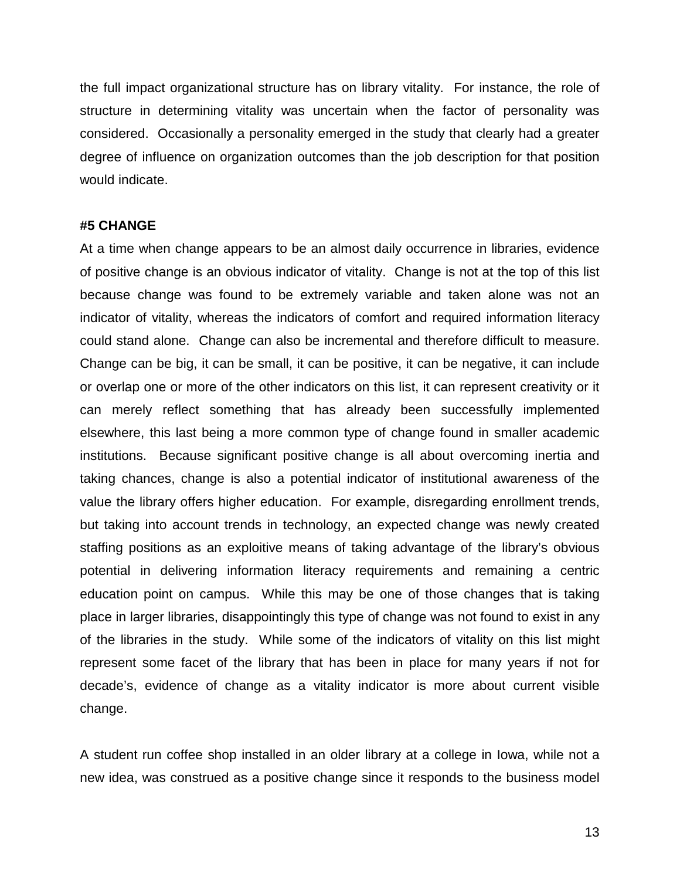the full impact organizational structure has on library vitality. For instance, the role of structure in determining vitality was uncertain when the factor of personality was considered. Occasionally a personality emerged in the study that clearly had a greater degree of influence on organization outcomes than the job description for that position would indicate.

**#5 CHANGE**

At a time when change appears to be an almost daily occurrence in libraries, evidence of positive change is an obvious indicator of vitality. Change is not at the top of this list because change was found to be extremely variable and taken alone was not an indicator of vitality, whereas the indicators of comfort and required information literacy could stand alone. Change can also be incremental and therefore difficult to measure. Change can be big, it can be small, it can be positive, it can be negative, it can include or overlap one or more of the other indicators on this list, it can represent creativity or it can merely reflect something that has already been successfully implemented elsewhere, this last being a more common type of change found in smaller academic institutions. Because significant positive change is all about overcoming inertia and taking chances, change is also a potential indicator of institutional awareness of the value the library offers higher education. For example, disregarding enrollment trends, but taking into account trends in technology, an expected change was newly created staffing positions as an exploitive means of taking advantage of the library's obvious potential in delivering information literacy requirements and remaining a centric education point on campus. While this may be one of those changes that is taking place in larger libraries, disappointingly this type of change was not found to exist in any of the libraries in the study. While some of the indicators of vitality on this list might represent some facet of the library that has been in place for many years if not for decade's, evidence of change as a vitality indicator is more about current visible change.

A student run coffee shop installed in an older library at a college in Iowa, while not a new idea, was construed as a positive change since it responds to the business model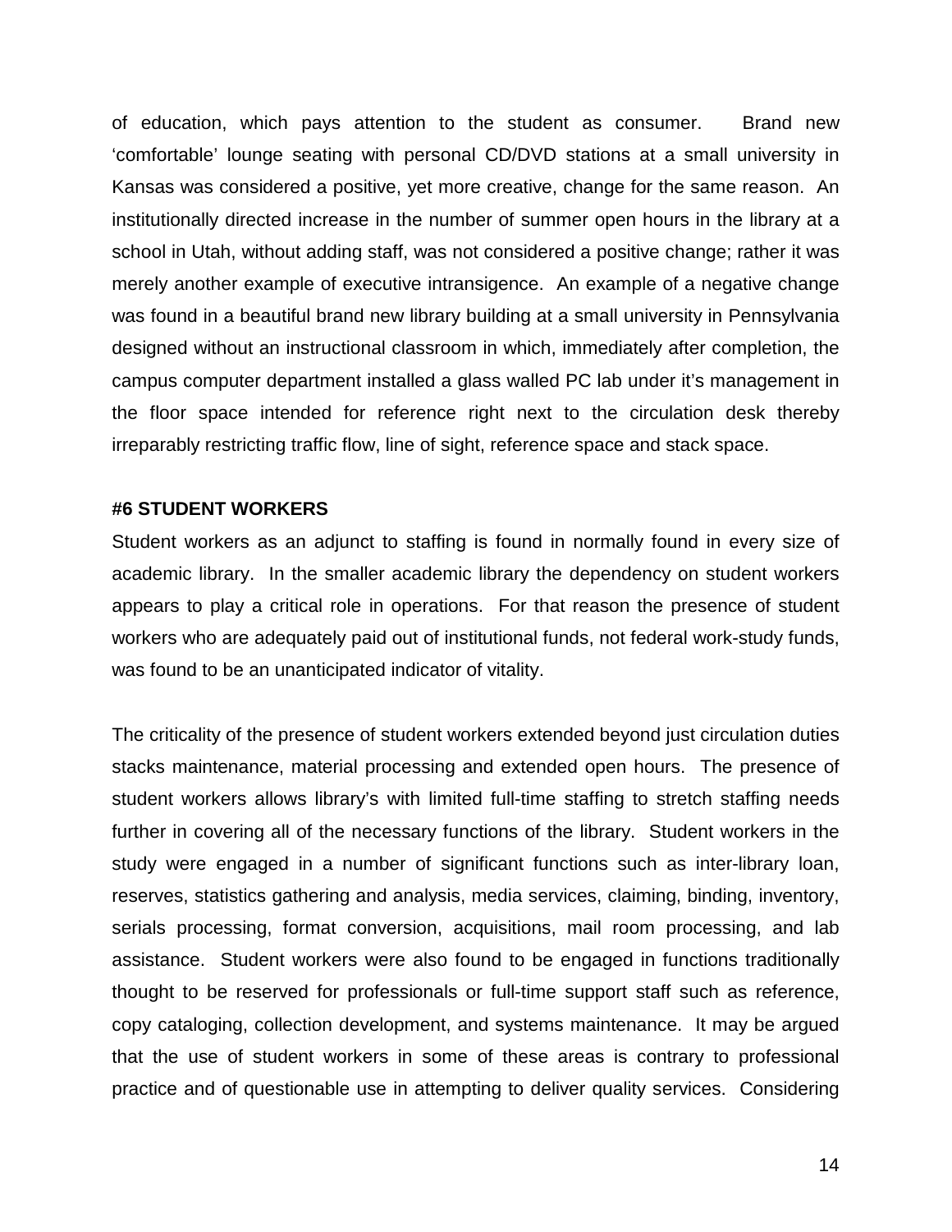of education, which pays attention to the student as consumer. Brand new 'comfortable' lounge seating with personal CD/DVD stations at a small university in Kansas was considered a positive, yet more creative, change for the same reason. An institutionally directed increase in the number of summer open hours in the library at a school in Utah, without adding staff, was not considered a positive change; rather it was merely another example of executive intransigence. An example of a negative change was found in a beautiful brand new library building at a small university in Pennsylvania designed without an instructional classroom in which, immediately after completion, the campus computer department installed a glass walled PC lab under it's management in the floor space intended for reference right next to the circulation desk thereby irreparably restricting traffic flow, line of sight, reference space and stack space.

**#6 STUDENT WORKERS**

Student workers as an adjunct to staffing is found in normally found in every size of academic library. In the smaller academic library the dependency on student workers appears to play a critical role in operations. For that reason the presence of student workers who are adequately paid out of institutional funds, not federal work-study funds, was found to be an unanticipated indicator of vitality.

The criticality of the presence of student workers extended beyond just circulation duties stacks maintenance, material processing and extended open hours. The presence of student workers allows library's with limited full-time staffing to stretch staffing needs further in covering all of the necessary functions of the library. Student workers in the study were engaged in a number of significant functions such as inter-library loan, reserves, statistics gathering and analysis, media services, claiming, binding, inventory, serials processing, format conversion, acquisitions, mail room processing, and lab assistance. Student workers were also found to be engaged in functions traditionally thought to be reserved for professionals or full-time support staff such as reference, copy cataloging, collection development, and systems maintenance. It may be argued that the use of student workers in some of these areas is contrary to professional practice and of questionable use in attempting to deliver quality services. Considering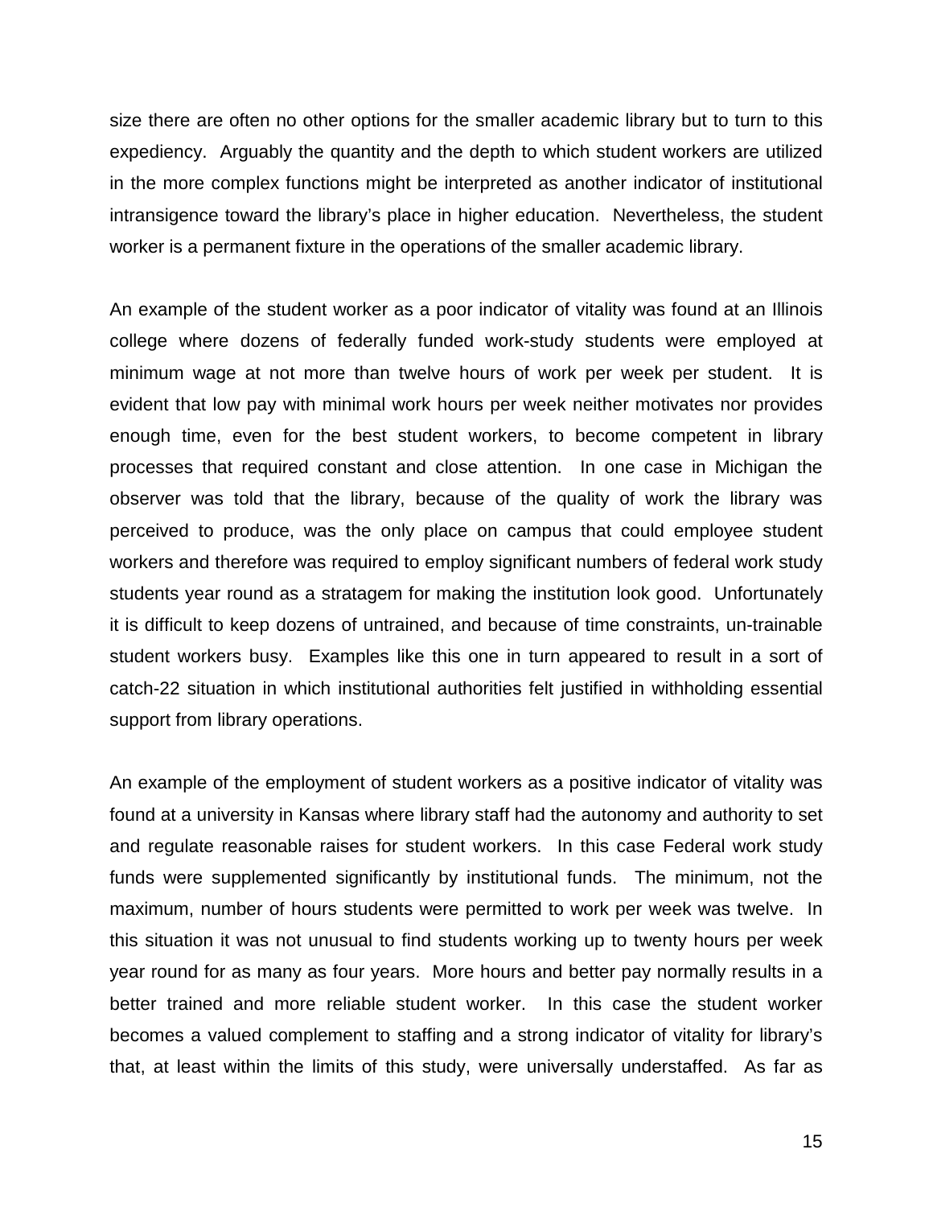size there are often no other options for the smaller academic library but to turn to this expediency. Arguably the quantity and the depth to which student workers are utilized in the more complex functions might be interpreted as another indicator of institutional intransigence toward the library's place in higher education. Nevertheless, the student worker is a permanent fixture in the operations of the smaller academic library.

An example of the student worker as a poor indicator of vitality was found at an Illinois college where dozens of federally funded work-study students were employed at minimum wage at not more than twelve hours of work per week per student. It is evident that low pay with minimal work hours per week neither motivates nor provides enough time, even for the best student workers, to become competent in library processes that required constant and close attention. In one case in Michigan the observer was told that the library, because of the quality of work the library was perceived to produce, was the only place on campus that could employee student workers and therefore was required to employ significant numbers of federal work study students year round as a stratagem for making the institution look good. Unfortunately it is difficult to keep dozens of untrained, and because of time constraints, un-trainable student workers busy. Examples like this one in turn appeared to result in a sort of catch-22 situation in which institutional authorities felt justified in withholding essential support from library operations.

An example of the employment of student workers as a positive indicator of vitality was found at a university in Kansas where library staff had the autonomy and authority to set and regulate reasonable raises for student workers. In this case Federal work study funds were supplemented significantly by institutional funds. The minimum, not the maximum, number of hours students were permitted to work per week was twelve. In this situation it was not unusual to find students working up to twenty hours per week year round for as many as four years. More hours and better pay normally results in a better trained and more reliable student worker. In this case the student worker becomes a valued complement to staffing and a strong indicator of vitality for library's that, at least within the limits of this study, were universally understaffed. As far as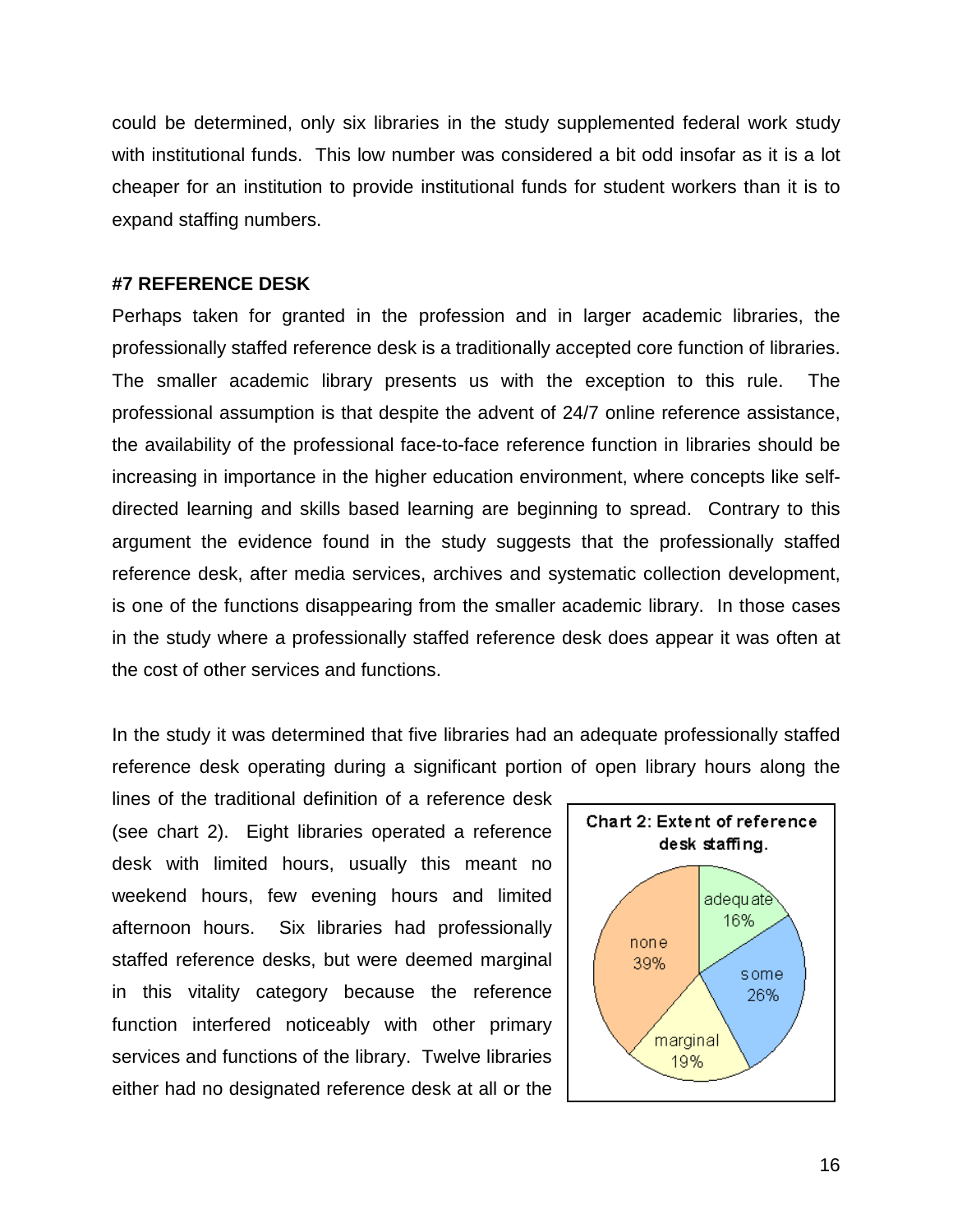could be determined, only six libraries in the study supplemented federal work study with institutional funds. This low number was considered a bit odd insofar as it is a lot cheaper for an institution to provide institutional funds for student workers than it is to expand staffing numbers.

**#7 REFERENCE DESK**

Perhaps taken for granted in the profession and in larger academic libraries, the professionally staffed reference desk is a traditionally accepted core function of libraries. The smaller academic library presents us with the exception to this rule. The professional assumption is that despite the advent of 24/7 online reference assistance, the availability of the professional face-to-face reference function in libraries should be increasing in importance in the higher education environment, where concepts like self-directed learning and skills based learning are beginning to spread. Contrary to this argument the evidence found in the study suggests that the professionally staffed reference desk, after media services, archives and systematic collection development, is one of the functions disappearing from the smaller academic library. In those cases in the study where a professionally staffed reference desk does appear it was often at the cost of other services and functions.

In the study it was determined that five libraries had an adequate professionally staffed reference desk operating during a significant portion of open library hours along the lines of the traditional definition of a reference desk (see chart 2). Eight libraries operated a reference desk with limited hours, usually this meant no weekend hours, few evening hours and limited afternoon hours. Six libraries had professionally staffed reference desks, but were deemed marginal in this vitality category because the reference function interfered noticeably with other primary services and functions of the library. Twelve libraries either had no designated reference desk at all or the

**Chart 2: Extent of reference desk staffing.**

| Category | Percentage |
|---|---|
| adequate | 16% |
| some | 26% |
| marginal | 19% |
| none | 39% |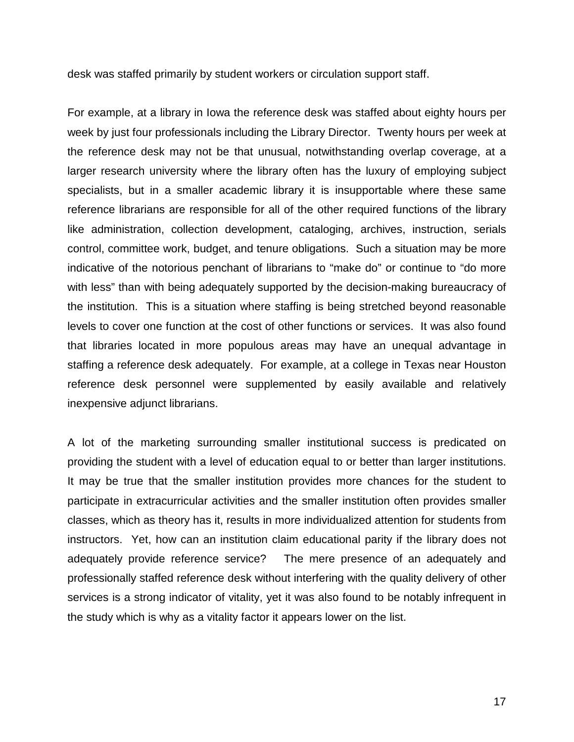desk was staffed primarily by student workers or circulation support staff.

For example, at a library in Iowa the reference desk was staffed about eighty hours per week by just four professionals including the Library Director. Twenty hours per week at the reference desk may not be that unusual, notwithstanding overlap coverage, at a larger research university where the library often has the luxury of employing subject specialists, but in a smaller academic library it is insupportable where these same reference librarians are responsible for all of the other required functions of the library like administration, collection development, cataloging, archives, instruction, serials control, committee work, budget, and tenure obligations. Such a situation may be more indicative of the notorious penchant of librarians to "make do" or continue to "do more with less" than with being adequately supported by the decision-making bureaucracy of the institution. This is a situation where staffing is being stretched beyond reasonable levels to cover one function at the cost of other functions or services. It was also found that libraries located in more populous areas may have an unequal advantage in staffing a reference desk adequately. For example, at a college in Texas near Houston reference desk personnel were supplemented by easily available and relatively inexpensive adjunct librarians.

A lot of the marketing surrounding smaller institutional success is predicated on providing the student with a level of education equal to or better than larger institutions. It may be true that the smaller institution provides more chances for the student to participate in extracurricular activities and the smaller institution often provides smaller classes, which as theory has it, results in more individualized attention for students from instructors. Yet, how can an institution claim educational parity if the library does not adequately provide reference service? The mere presence of an adequately and professionally staffed reference desk without interfering with the quality delivery of other services is a strong indicator of vitality, yet it was also found to be notably infrequent in the study which is why as a vitality factor it appears lower on the list.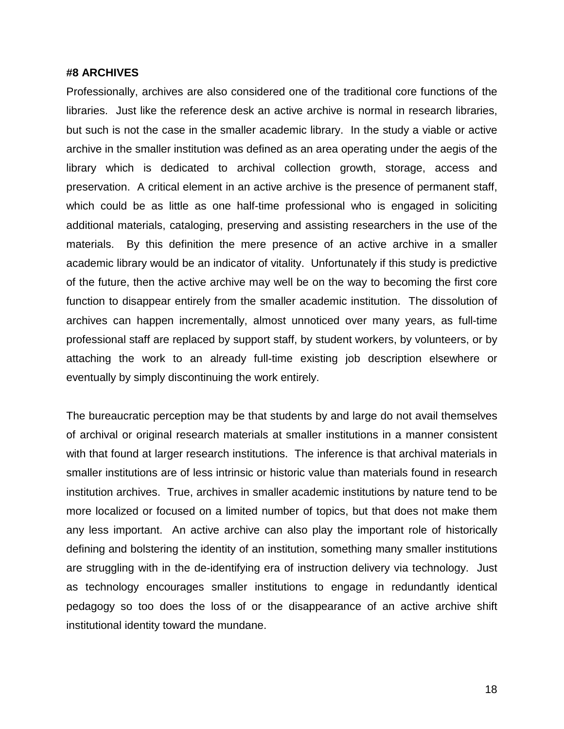**#8 ARCHIVES**

Professionally, archives are also considered one of the traditional core functions of the libraries. Just like the reference desk an active archive is normal in research libraries, but such is not the case in the smaller academic library. In the study a viable or active archive in the smaller institution was defined as an area operating under the aegis of the library which is dedicated to archival collection growth, storage, access and preservation. A critical element in an active archive is the presence of permanent staff, which could be as little as one half-time professional who is engaged in soliciting additional materials, cataloging, preserving and assisting researchers in the use of the materials. By this definition the mere presence of an active archive in a smaller academic library would be an indicator of vitality. Unfortunately if this study is predictive of the future, then the active archive may well be on the way to becoming the first core function to disappear entirely from the smaller academic institution. The dissolution of archives can happen incrementally, almost unnoticed over many years, as full-time professional staff are replaced by support staff, by student workers, by volunteers, or by attaching the work to an already full-time existing job description elsewhere or eventually by simply discontinuing the work entirely.

The bureaucratic perception may be that students by and large do not avail themselves of archival or original research materials at smaller institutions in a manner consistent with that found at larger research institutions. The inference is that archival materials in smaller institutions are of less intrinsic or historic value than materials found in research institution archives. True, archives in smaller academic institutions by nature tend to be more localized or focused on a limited number of topics, but that does not make them any less important. An active archive can also play the important role of historically defining and bolstering the identity of an institution, something many smaller institutions are struggling with in the de-identifying era of instruction delivery via technology. Just as technology encourages smaller institutions to engage in redundantly identical pedagogy so too does the loss of or the disappearance of an active archive shift institutional identity toward the mundane.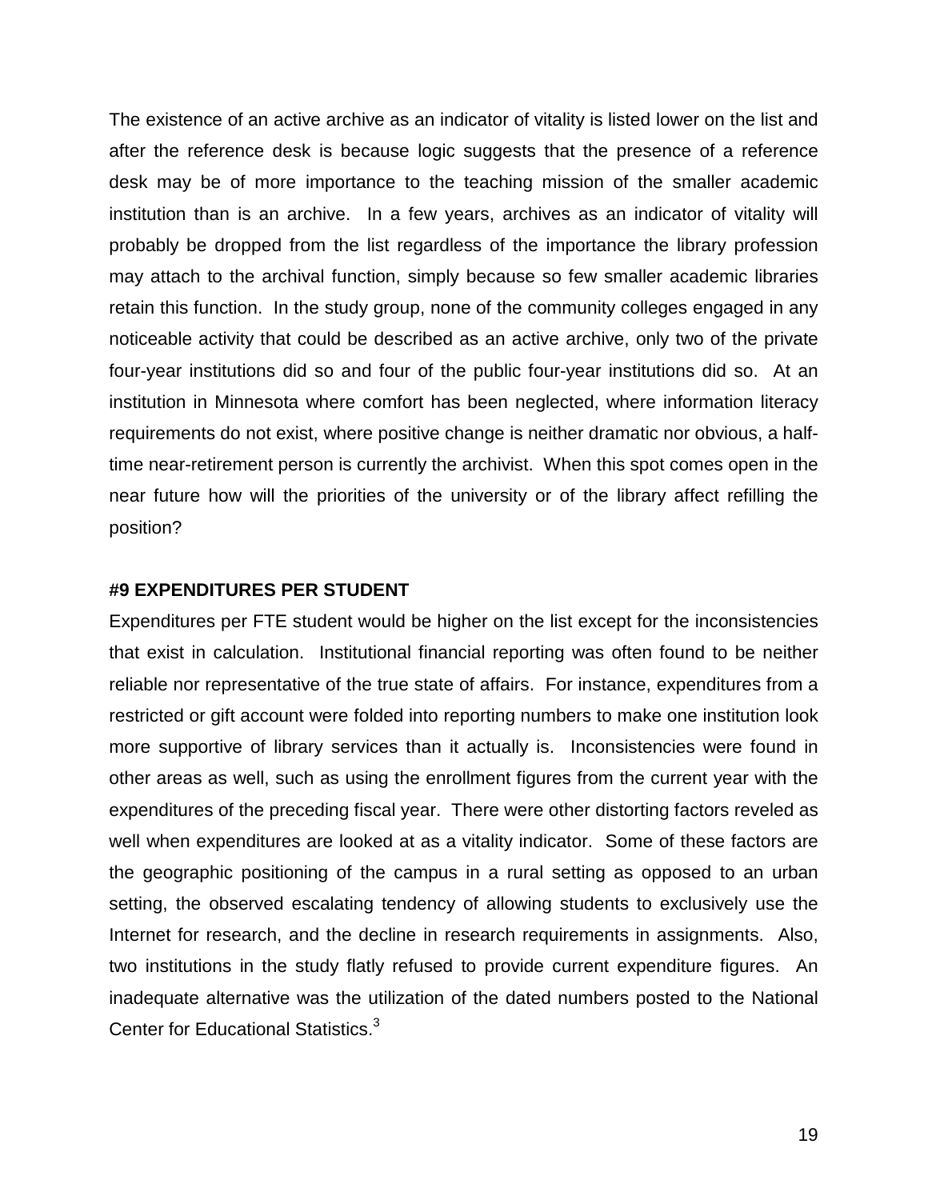The existence of an active archive as an indicator of vitality is listed lower on the list and after the reference desk is because logic suggests that the presence of a reference desk may be of more importance to the teaching mission of the smaller academic institution than is an archive. In a few years, archives as an indicator of vitality will probably be dropped from the list regardless of the importance the library profession may attach to the archival function, simply because so few smaller academic libraries retain this function. In the study group, none of the community colleges engaged in any noticeable activity that could be described as an active archive, only two of the private four-year institutions did so and four of the public four-year institutions did so. At an institution in Minnesota where comfort has been neglected, where information literacy requirements do not exist, where positive change is neither dramatic nor obvious, a half-time near-retirement person is currently the archivist. When this spot comes open in the near future how will the priorities of the university or of the library affect refilling the position?

**#9 EXPENDITURES PER STUDENT**

Expenditures per FTE student would be higher on the list except for the inconsistencies that exist in calculation. Institutional financial reporting was often found to be neither reliable nor representative of the true state of affairs. For instance, expenditures from a restricted or gift account were folded into reporting numbers to make one institution look more supportive of library services than it actually is. Inconsistencies were found in other areas as well, such as using the enrollment figures from the current year with the expenditures of the preceding fiscal year. There were other distorting factors reveled as well when expenditures are looked at as a vitality indicator. Some of these factors are the geographic positioning of the campus in a rural setting as opposed to an urban setting, the observed escalating tendency of allowing students to exclusively use the Internet for research, and the decline in research requirements in assignments. Also, two institutions in the study flatly refused to provide current expenditure figures. An inadequate alternative was the utilization of the dated numbers posted to the National Center for Educational Statistics.[3]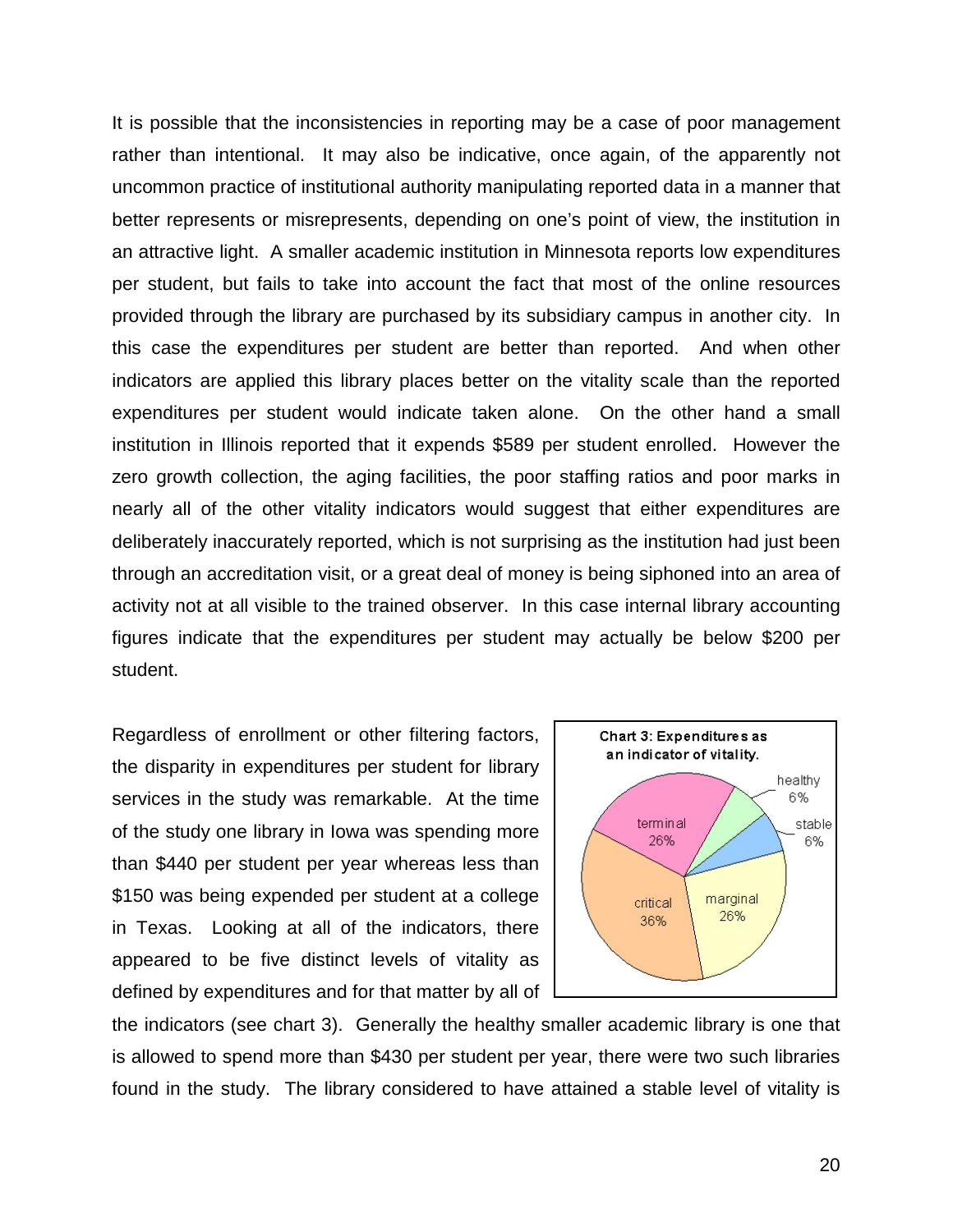It is possible that the inconsistencies in reporting may be a case of poor management rather than intentional. It may also be indicative, once again, of the apparently not uncommon practice of institutional authority manipulating reported data in a manner that better represents or misrepresents, depending on one's point of view, the institution in an attractive light. A smaller academic institution in Minnesota reports low expenditures per student, but fails to take into account the fact that most of the online resources provided through the library are purchased by its subsidiary campus in another city. In this case the expenditures per student are better than reported. And when other indicators are applied this library places better on the vitality scale than the reported expenditures per student would indicate taken alone. On the other hand a small institution in Illinois reported that it expends $589 per student enrolled. However the zero growth collection, the aging facilities, the poor staffing ratios and poor marks in nearly all of the other vitality indicators would suggest that either expenditures are deliberately inaccurately reported, which is not surprising as the institution had just been through an accreditation visit, or a great deal of money is being siphoned into an area of activity not at all visible to the trained observer. In this case internal library accounting figures indicate that the expenditures per student may actually be below $200 per student.

Regardless of enrollment or other filtering factors, the disparity in expenditures per student for library services in the study was remarkable. At the time of the study one library in Iowa was spending more than $440 per student per year whereas less than $150 was being expended per student at a college in Texas. Looking at all of the indicators, there appeared to be five distinct levels of vitality as defined by expenditures and for that matter by all of the indicators (see chart 3). Generally the healthy smaller academic library is one that is allowed to spend more than $430 per student per year, there were two such libraries found in the study. The library considered to have attained a stable level of vitality is

**Chart 3: Expenditures as an indicator of vitality.**

| Level | Percentage |
|---|---|
| healthy | 6% |
| stable | 6% |
| marginal | 26% |
| critical | 36% |
| terminal | 26% |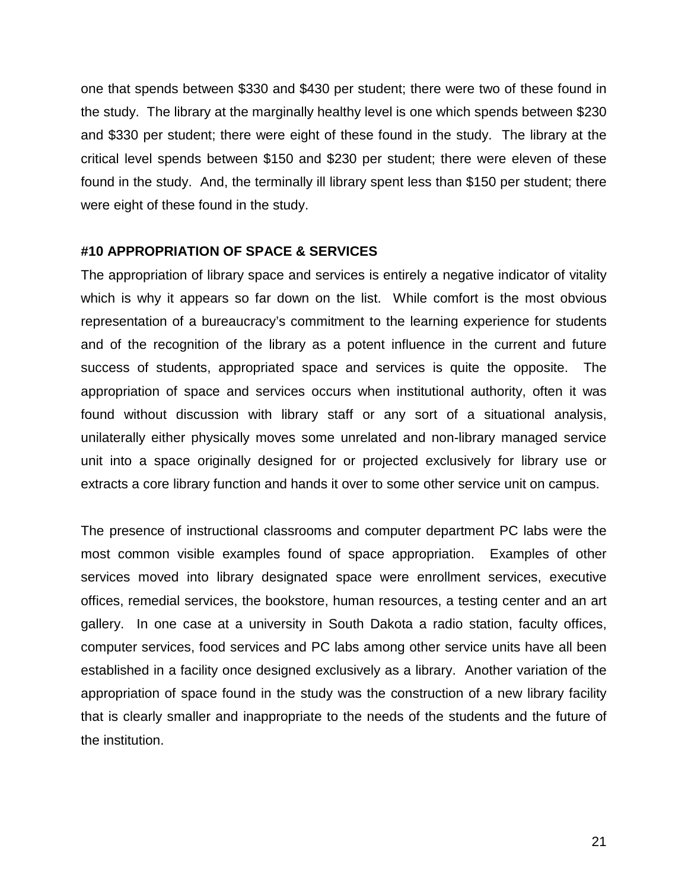one that spends between $330 and $430 per student; there were two of these found in the study. The library at the marginally healthy level is one which spends between $230 and $330 per student; there were eight of these found in the study. The library at the critical level spends between $150 and $230 per student; there were eleven of these found in the study. And, the terminally ill library spent less than $150 per student; there were eight of these found in the study.

**#10 APPROPRIATION OF SPACE & SERVICES**

The appropriation of library space and services is entirely a negative indicator of vitality which is why it appears so far down on the list. While comfort is the most obvious representation of a bureaucracy's commitment to the learning experience for students and of the recognition of the library as a potent influence in the current and future success of students, appropriated space and services is quite the opposite. The appropriation of space and services occurs when institutional authority, often it was found without discussion with library staff or any sort of a situational analysis, unilaterally either physically moves some unrelated and non-library managed service unit into a space originally designed for or projected exclusively for library use or extracts a core library function and hands it over to some other service unit on campus.

The presence of instructional classrooms and computer department PC labs were the most common visible examples found of space appropriation. Examples of other services moved into library designated space were enrollment services, executive offices, remedial services, the bookstore, human resources, a testing center and an art gallery. In one case at a university in South Dakota a radio station, faculty offices, computer services, food services and PC labs among other service units have all been established in a facility once designed exclusively as a library. Another variation of the appropriation of space found in the study was the construction of a new library facility that is clearly smaller and inappropriate to the needs of the students and the future of the institution.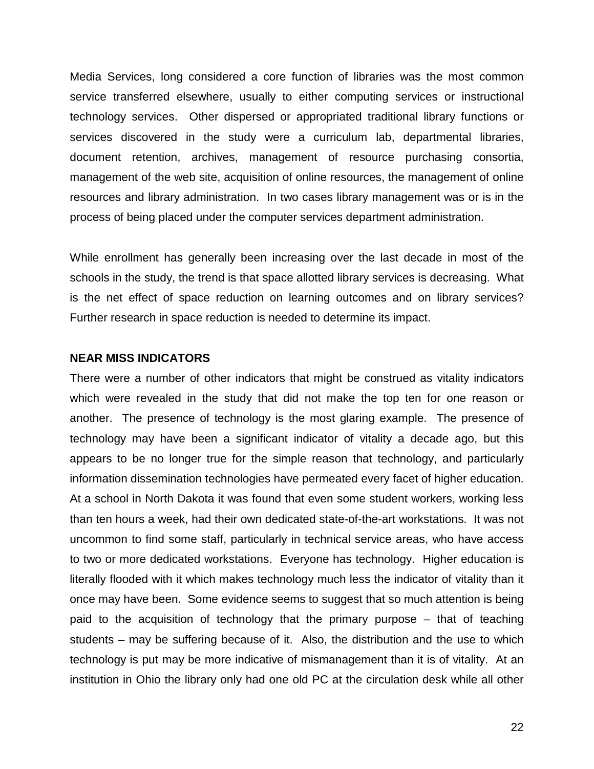Media Services, long considered a core function of libraries was the most common service transferred elsewhere, usually to either computing services or instructional technology services. Other dispersed or appropriated traditional library functions or services discovered in the study were a curriculum lab, departmental libraries, document retention, archives, management of resource purchasing consortia, management of the web site, acquisition of online resources, the management of online resources and library administration. In two cases library management was or is in the process of being placed under the computer services department administration.

While enrollment has generally been increasing over the last decade in most of the schools in the study, the trend is that space allotted library services is decreasing. What is the net effect of space reduction on learning outcomes and on library services? Further research in space reduction is needed to determine its impact.

**NEAR MISS INDICATORS**

There were a number of other indicators that might be construed as vitality indicators which were revealed in the study that did not make the top ten for one reason or another. The presence of technology is the most glaring example. The presence of technology may have been a significant indicator of vitality a decade ago, but this appears to be no longer true for the simple reason that technology, and particularly information dissemination technologies have permeated every facet of higher education. At a school in North Dakota it was found that even some student workers, working less than ten hours a week, had their own dedicated state-of-the-art workstations. It was not uncommon to find some staff, particularly in technical service areas, who have access to two or more dedicated workstations. Everyone has technology. Higher education is literally flooded with it which makes technology much less the indicator of vitality than it once may have been. Some evidence seems to suggest that so much attention is being paid to the acquisition of technology that the primary purpose – that of teaching students – may be suffering because of it. Also, the distribution and the use to which technology is put may be more indicative of mismanagement than it is of vitality. At an institution in Ohio the library only had one old PC at the circulation desk while all other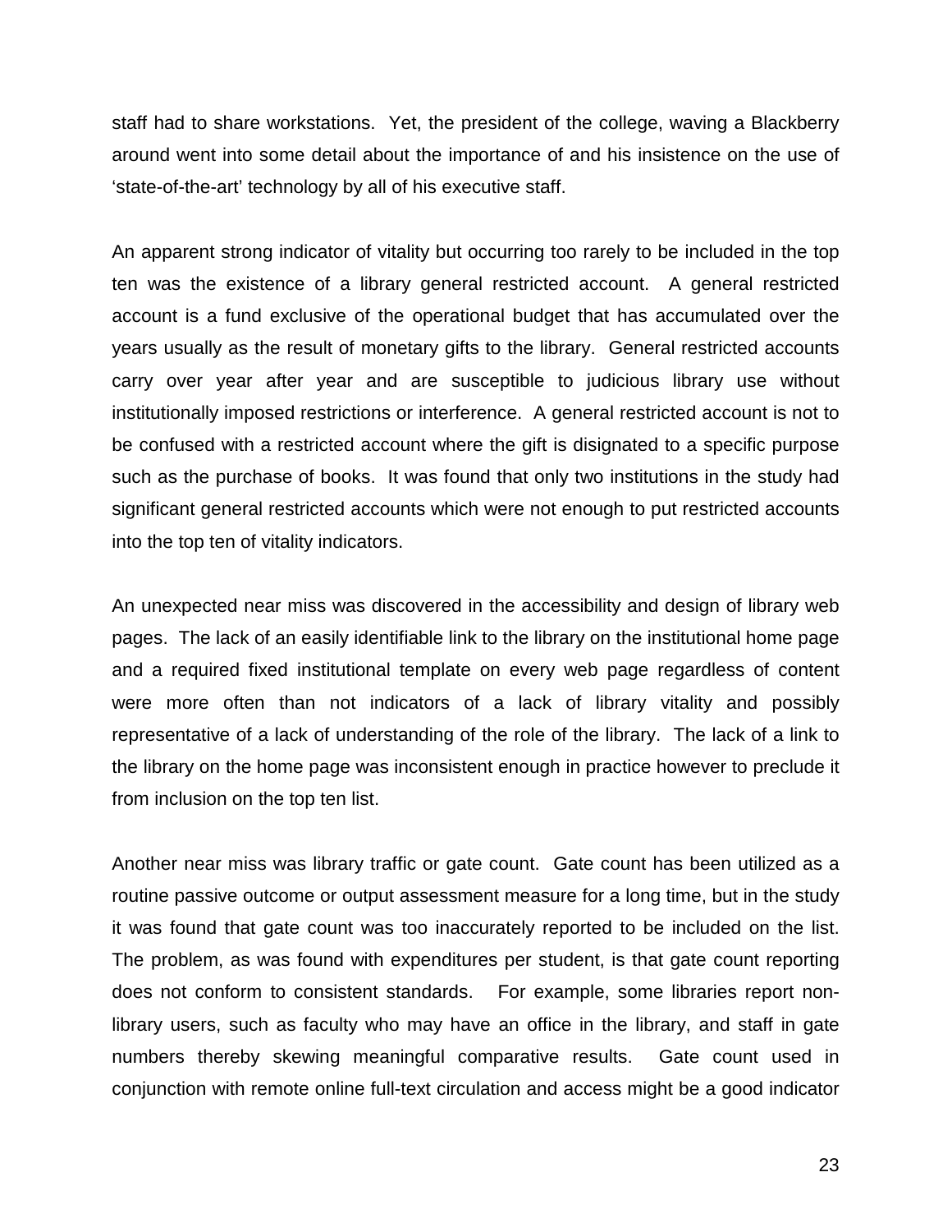staff had to share workstations. Yet, the president of the college, waving a Blackberry around went into some detail about the importance of and his insistence on the use of 'state-of-the-art' technology by all of his executive staff.

An apparent strong indicator of vitality but occurring too rarely to be included in the top ten was the existence of a library general restricted account. A general restricted account is a fund exclusive of the operational budget that has accumulated over the years usually as the result of monetary gifts to the library. General restricted accounts carry over year after year and are susceptible to judicious library use without institutionally imposed restrictions or interference. A general restricted account is not to be confused with a restricted account where the gift is disignated to a specific purpose such as the purchase of books. It was found that only two institutions in the study had significant general restricted accounts which were not enough to put restricted accounts into the top ten of vitality indicators.

An unexpected near miss was discovered in the accessibility and design of library web pages. The lack of an easily identifiable link to the library on the institutional home page and a required fixed institutional template on every web page regardless of content were more often than not indicators of a lack of library vitality and possibly representative of a lack of understanding of the role of the library. The lack of a link to the library on the home page was inconsistent enough in practice however to preclude it from inclusion on the top ten list.

Another near miss was library traffic or gate count. Gate count has been utilized as a routine passive outcome or output assessment measure for a long time, but in the study it was found that gate count was too inaccurately reported to be included on the list. The problem, as was found with expenditures per student, is that gate count reporting does not conform to consistent standards. For example, some libraries report non-library users, such as faculty who may have an office in the library, and staff in gate numbers thereby skewing meaningful comparative results. Gate count used in conjunction with remote online full-text circulation and access might be a good indicator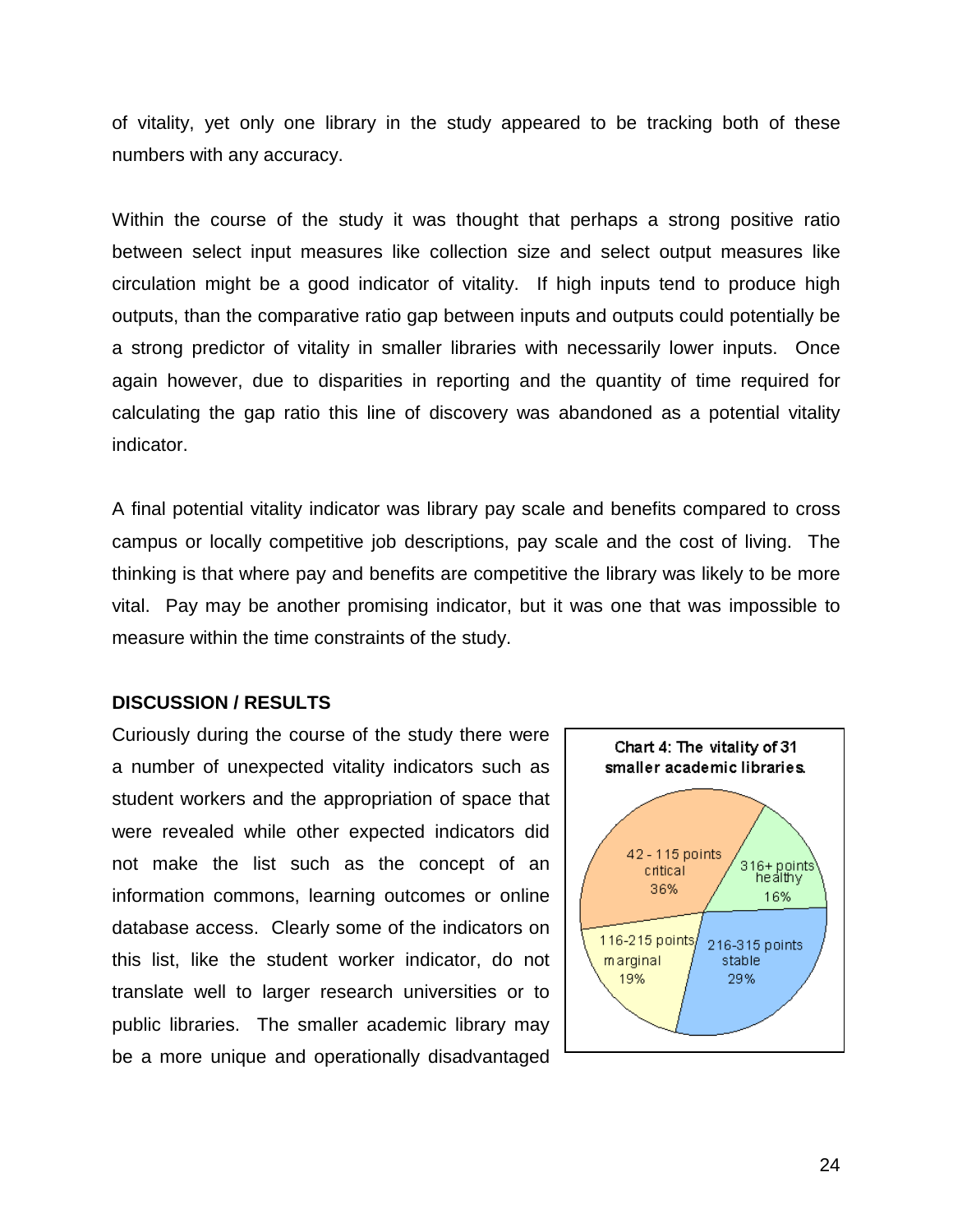of vitality, yet only one library in the study appeared to be tracking both of these numbers with any accuracy.

Within the course of the study it was thought that perhaps a strong positive ratio between select input measures like collection size and select output measures like circulation might be a good indicator of vitality. If high inputs tend to produce high outputs, than the comparative ratio gap between inputs and outputs could potentially be a strong predictor of vitality in smaller libraries with necessarily lower inputs. Once again however, due to disparities in reporting and the quantity of time required for calculating the gap ratio this line of discovery was abandoned as a potential vitality indicator.

A final potential vitality indicator was library pay scale and benefits compared to cross campus or locally competitive job descriptions, pay scale and the cost of living. The thinking is that where pay and benefits are competitive the library was likely to be more vital. Pay may be another promising indicator, but it was one that was impossible to measure within the time constraints of the study.

**DISCUSSION / RESULTS**

Curiously during the course of the study there were a number of unexpected vitality indicators such as student workers and the appropriation of space that were revealed while other expected indicators did not make the list such as the concept of an information commons, learning outcomes or online database access. Clearly some of the indicators on this list, like the student worker indicator, do not translate well to larger research universities or to public libraries. The smaller academic library may be a more unique and operationally disadvantaged

**Chart 4: The vitality of 31 smaller academic libraries.**

| Points | Category | Percentage |
|---|---|---|
| 42 - 115 points | critical | 36% |
| 116-215 points | marginal | 19% |
| 216-315 points | stable | 29% |
| 316+ points | healthy | 16% |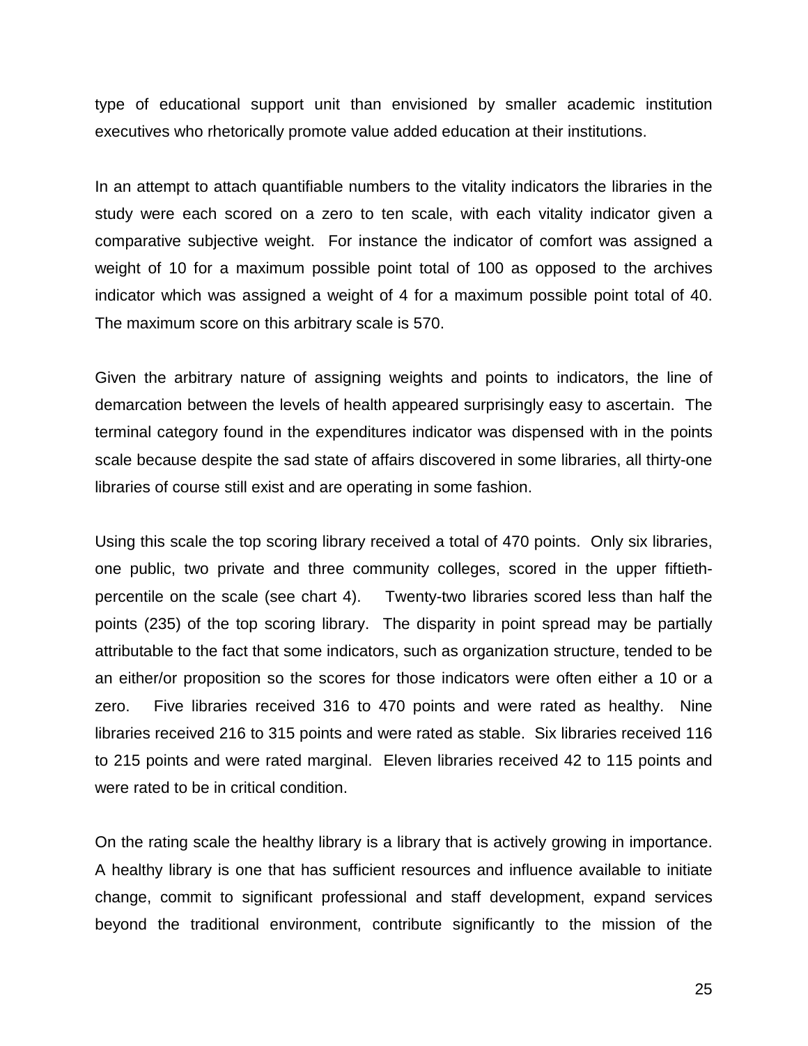type of educational support unit than envisioned by smaller academic institution executives who rhetorically promote value added education at their institutions.

In an attempt to attach quantifiable numbers to the vitality indicators the libraries in the study were each scored on a zero to ten scale, with each vitality indicator given a comparative subjective weight. For instance the indicator of comfort was assigned a weight of 10 for a maximum possible point total of 100 as opposed to the archives indicator which was assigned a weight of 4 for a maximum possible point total of 40. The maximum score on this arbitrary scale is 570.

Given the arbitrary nature of assigning weights and points to indicators, the line of demarcation between the levels of health appeared surprisingly easy to ascertain. The terminal category found in the expenditures indicator was dispensed with in the points scale because despite the sad state of affairs discovered in some libraries, all thirty-one libraries of course still exist and are operating in some fashion.

Using this scale the top scoring library received a total of 470 points. Only six libraries, one public, two private and three community colleges, scored in the upper fiftieth-percentile on the scale (see chart 4). Twenty-two libraries scored less than half the points (235) of the top scoring library. The disparity in point spread may be partially attributable to the fact that some indicators, such as organization structure, tended to be an either/or proposition so the scores for those indicators were often either a 10 or a zero. Five libraries received 316 to 470 points and were rated as healthy. Nine libraries received 216 to 315 points and were rated as stable. Six libraries received 116 to 215 points and were rated marginal. Eleven libraries received 42 to 115 points and were rated to be in critical condition.

On the rating scale the healthy library is a library that is actively growing in importance. A healthy library is one that has sufficient resources and influence available to initiate change, commit to significant professional and staff development, expand services beyond the traditional environment, contribute significantly to the mission of the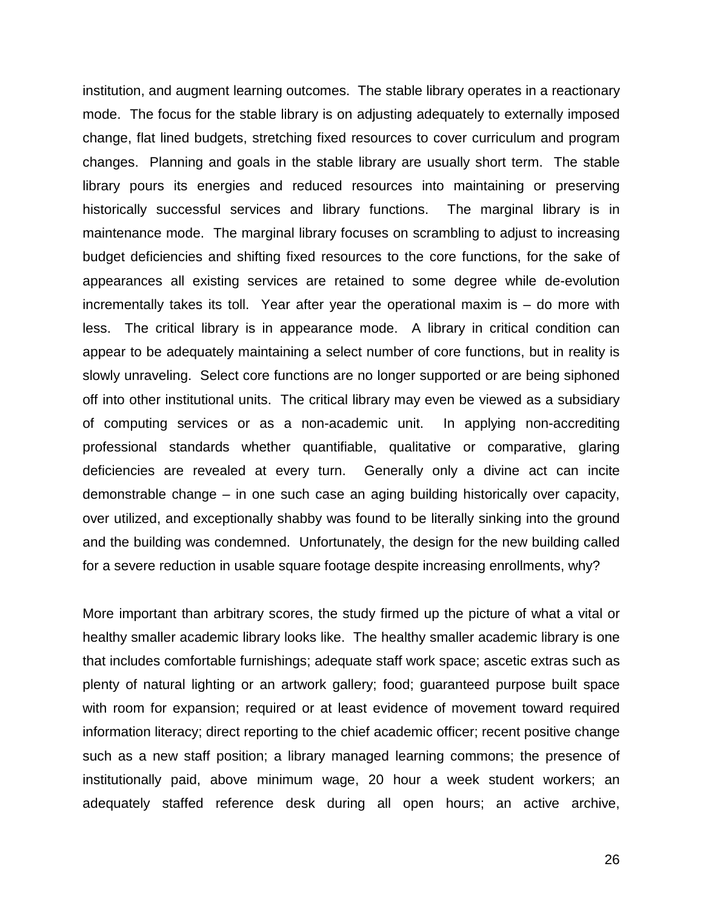institution, and augment learning outcomes. The stable library operates in a reactionary mode. The focus for the stable library is on adjusting adequately to externally imposed change, flat lined budgets, stretching fixed resources to cover curriculum and program changes. Planning and goals in the stable library are usually short term. The stable library pours its energies and reduced resources into maintaining or preserving historically successful services and library functions. The marginal library is in maintenance mode. The marginal library focuses on scrambling to adjust to increasing budget deficiencies and shifting fixed resources to the core functions, for the sake of appearances all existing services are retained to some degree while de-evolution incrementally takes its toll. Year after year the operational maxim is – do more with less. The critical library is in appearance mode. A library in critical condition can appear to be adequately maintaining a select number of core functions, but in reality is slowly unraveling. Select core functions are no longer supported or are being siphoned off into other institutional units. The critical library may even be viewed as a subsidiary of computing services or as a non-academic unit. In applying non-accrediting professional standards whether quantifiable, qualitative or comparative, glaring deficiencies are revealed at every turn. Generally only a divine act can incite demonstrable change – in one such case an aging building historically over capacity, over utilized, and exceptionally shabby was found to be literally sinking into the ground and the building was condemned. Unfortunately, the design for the new building called for a severe reduction in usable square footage despite increasing enrollments, why?

More important than arbitrary scores, the study firmed up the picture of what a vital or healthy smaller academic library looks like. The healthy smaller academic library is one that includes comfortable furnishings; adequate staff work space; ascetic extras such as plenty of natural lighting or an artwork gallery; food; guaranteed purpose built space with room for expansion; required or at least evidence of movement toward required information literacy; direct reporting to the chief academic officer; recent positive change such as a new staff position; a library managed learning commons; the presence of institutionally paid, above minimum wage, 20 hour a week student workers; an adequately staffed reference desk during all open hours; an active archive,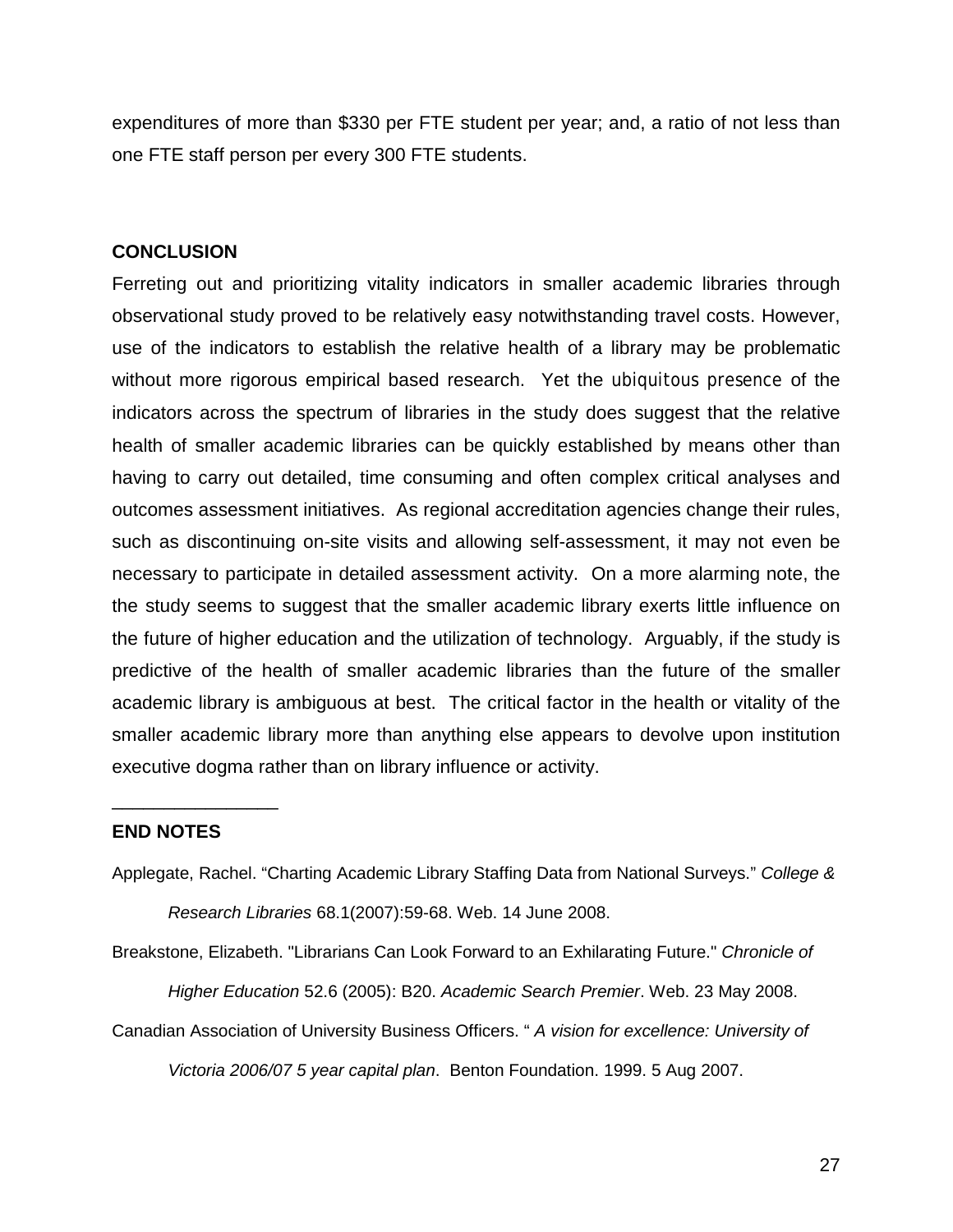expenditures of more than $330 per FTE student per year; and, a ratio of not less than one FTE staff person per every 300 FTE students.

## CONCLUSION

Ferreting out and prioritizing vitality indicators in smaller academic libraries through observational study proved to be relatively easy notwithstanding travel costs. However, use of the indicators to establish the relative health of a library may be problematic without more rigorous empirical based research. Yet the ubiquitous presence of the indicators across the spectrum of libraries in the study does suggest that the relative health of smaller academic libraries can be quickly established by means other than having to carry out detailed, time consuming and often complex critical analyses and outcomes assessment initiatives. As regional accreditation agencies change their rules, such as discontinuing on-site visits and allowing self-assessment, it may not even be necessary to participate in detailed assessment activity. On a more alarming note, the the study seems to suggest that the smaller academic library exerts little influence on the future of higher education and the utilization of technology. Arguably, if the study is predictive of the health of smaller academic libraries than the future of the smaller academic library is ambiguous at best. The critical factor in the health or vitality of the smaller academic library more than anything else appears to devolve upon institution executive dogma rather than on library influence or activity.

________________

## END NOTES

Applegate, Rachel. “Charting Academic Library Staffing Data from National Surveys.” *College & Research Libraries* 68.1(2007):59-68. Web. 14 June 2008.

Breakstone, Elizabeth. "Librarians Can Look Forward to an Exhilarating Future." *Chronicle of Higher Education* 52.6 (2005): B20. *Academic Search Premier*. Web. 23 May 2008.

Canadian Association of University Business Officers. “ *A vision for excellence: University of Victoria 2006/07 5 year capital plan*. Benton Foundation. 1999. 5 Aug 2007.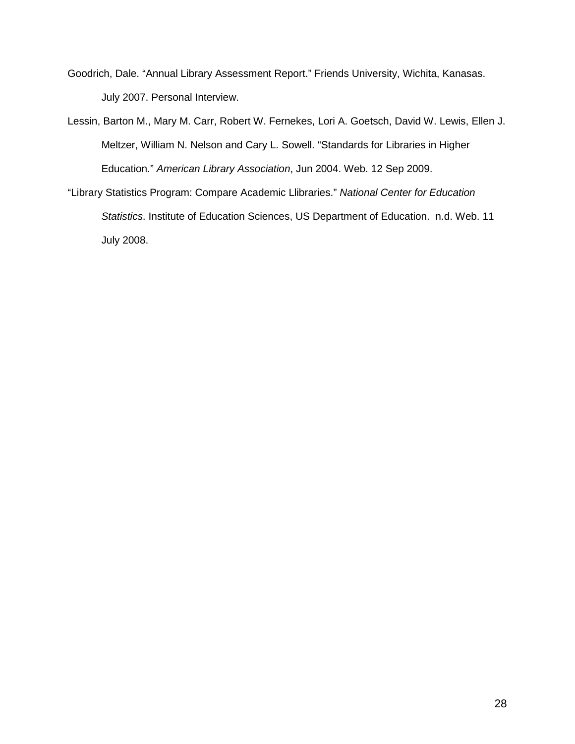Goodrich, Dale. “Annual Library Assessment Report.” Friends University, Wichita, Kanasas. July 2007. Personal Interview.

Lessin, Barton M., Mary M. Carr, Robert W. Fernekes, Lori A. Goetsch, David W. Lewis, Ellen J. Meltzer, William N. Nelson and Cary L. Sowell. “Standards for Libraries in Higher Education.” *American Library Association*, Jun 2004. Web. 12 Sep 2009.

“Library Statistics Program: Compare Academic Llibraries.” *National Center for Education Statistics*. Institute of Education Sciences, US Department of Education. n.d. Web. 11 July 2008.